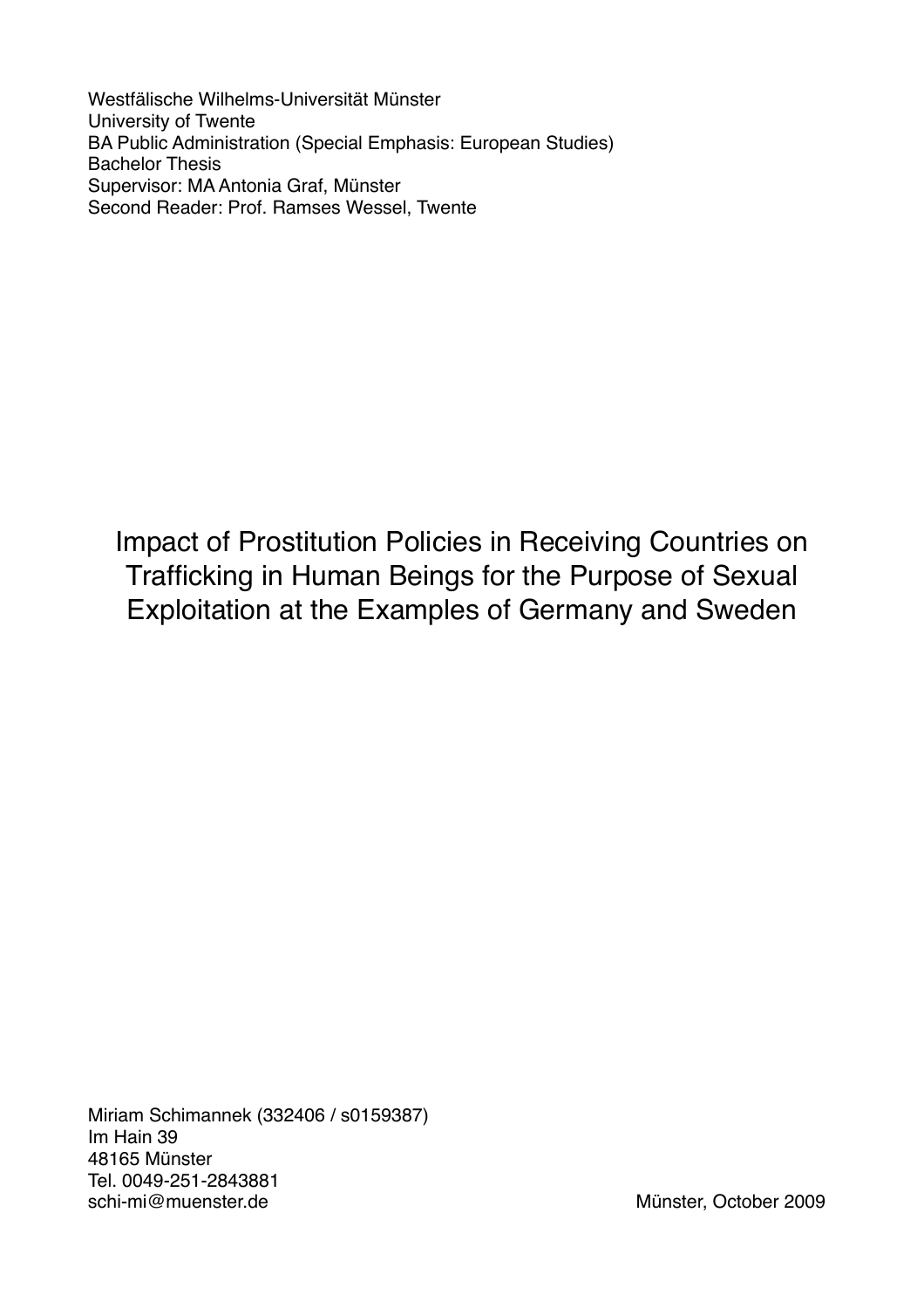Westfälische Wilhelms-Universität Münster
University of Twente
BA Public Administration (Special Emphasis: European Studies)
Bachelor Thesis
Supervisor: MA Antonia Graf, Münster
Second Reader: Prof. Ramses Wessel, Twente

# Impact of Prostitution Policies in Receiving Countries on Trafficking in Human Beings for the Purpose of Sexual Exploitation at the Examples of Germany and Sweden

Miriam Schimannek (332406 / s0159387)
Im Hain 39
48165 Münster
Tel. 0049-251-2843881
schi-mi@muenster.de

Münster, October 2009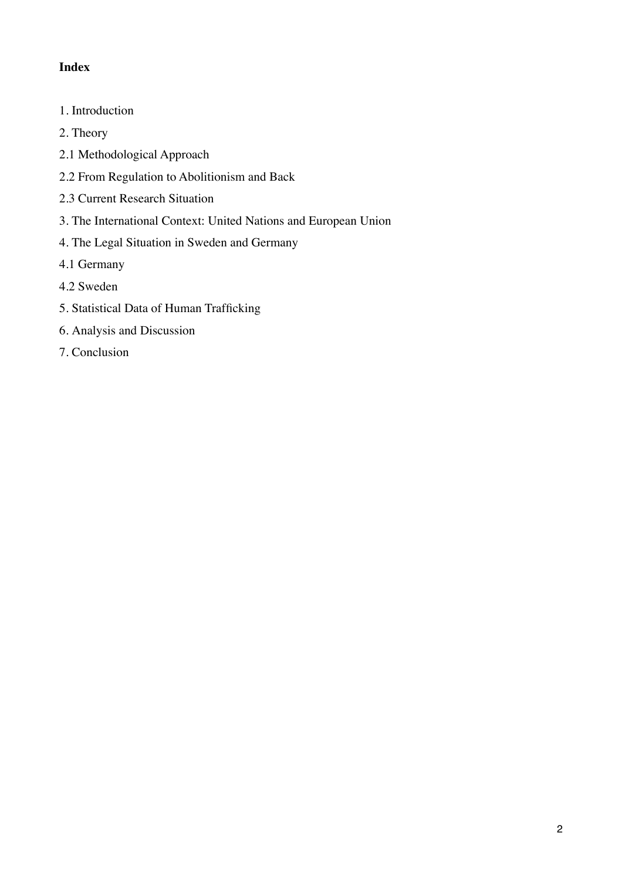**Index**

1. Introduction

2. Theory

2.1 Methodological Approach

2.2 From Regulation to Abolitionism and Back

2.3 Current Research Situation

3. The International Context: United Nations and European Union

4. The Legal Situation in Sweden and Germany

4.1 Germany

4.2 Sweden

5. Statistical Data of Human Trafficking

6. Analysis and Discussion

7. Conclusion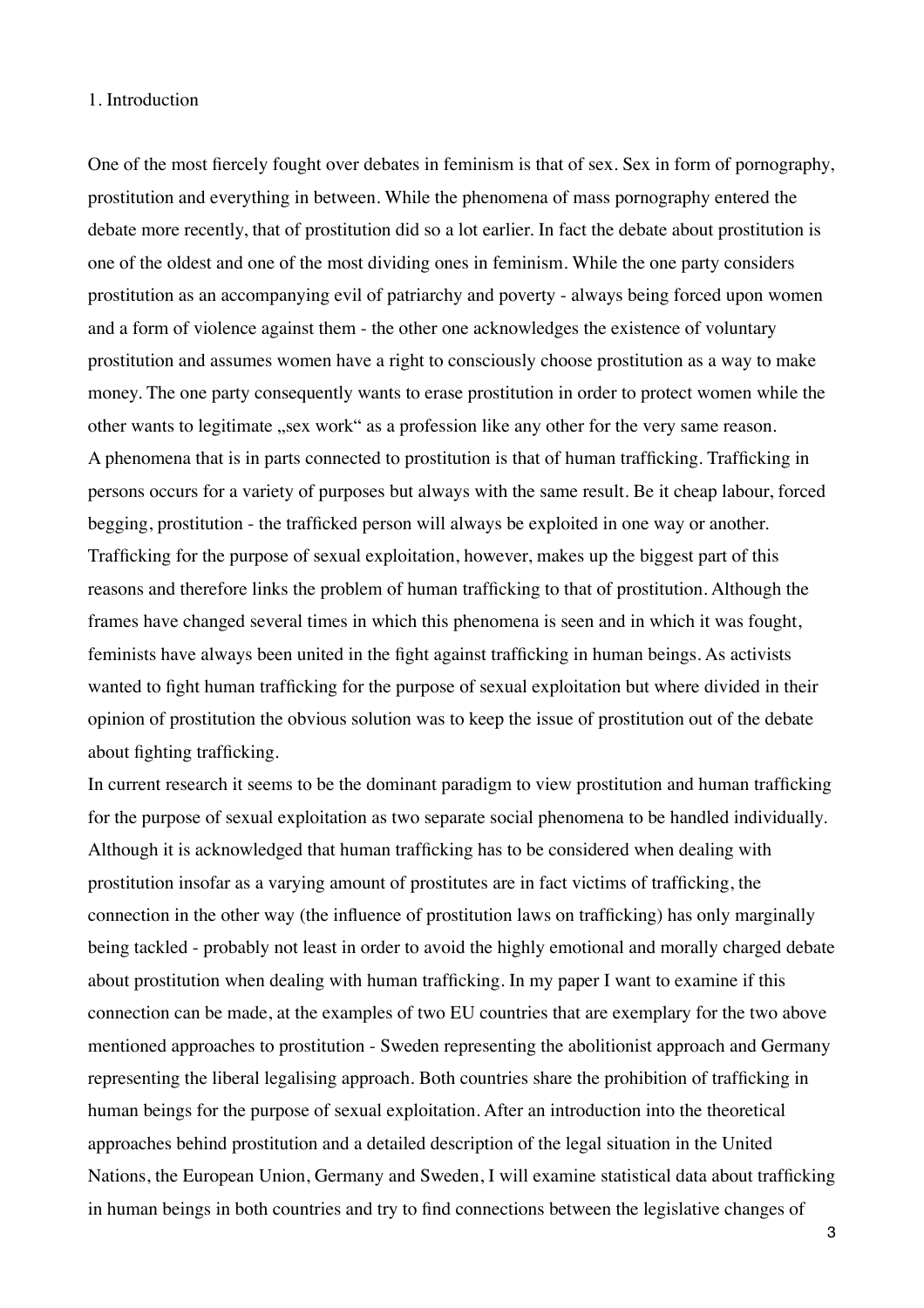# 1. Introduction

One of the most fiercely fought over debates in feminism is that of sex. Sex in form of pornography, prostitution and everything in between. While the phenomena of mass pornography entered the debate more recently, that of prostitution did so a lot earlier. In fact the debate about prostitution is one of the oldest and one of the most dividing ones in feminism. While the one party considers prostitution as an accompanying evil of patriarchy and poverty - always being forced upon women and a form of violence against them - the other one acknowledges the existence of voluntary prostitution and assumes women have a right to consciously choose prostitution as a way to make money. The one party consequently wants to erase prostitution in order to protect women while the other wants to legitimate „sex work“ as a profession like any other for the very same reason.

A phenomena that is in parts connected to prostitution is that of human trafficking. Trafficking in persons occurs for a variety of purposes but always with the same result. Be it cheap labour, forced begging, prostitution - the trafficked person will always be exploited in one way or another. Trafficking for the purpose of sexual exploitation, however, makes up the biggest part of this reasons and therefore links the problem of human trafficking to that of prostitution. Although the frames have changed several times in which this phenomena is seen and in which it was fought, feminists have always been united in the fight against trafficking in human beings. As activists wanted to fight human trafficking for the purpose of sexual exploitation but where divided in their opinion of prostitution the obvious solution was to keep the issue of prostitution out of the debate about fighting trafficking.

In current research it seems to be the dominant paradigm to view prostitution and human trafficking for the purpose of sexual exploitation as two separate social phenomena to be handled individually. Although it is acknowledged that human trafficking has to be considered when dealing with prostitution insofar as a varying amount of prostitutes are in fact victims of trafficking, the connection in the other way (the influence of prostitution laws on trafficking) has only marginally being tackled - probably not least in order to avoid the highly emotional and morally charged debate about prostitution when dealing with human trafficking. In my paper I want to examine if this connection can be made, at the examples of two EU countries that are exemplary for the two above mentioned approaches to prostitution - Sweden representing the abolitionist approach and Germany representing the liberal legalising approach. Both countries share the prohibition of trafficking in human beings for the purpose of sexual exploitation. After an introduction into the theoretical approaches behind prostitution and a detailed description of the legal situation in the United Nations, the European Union, Germany and Sweden, I will examine statistical data about trafficking in human beings in both countries and try to find connections between the legislative changes of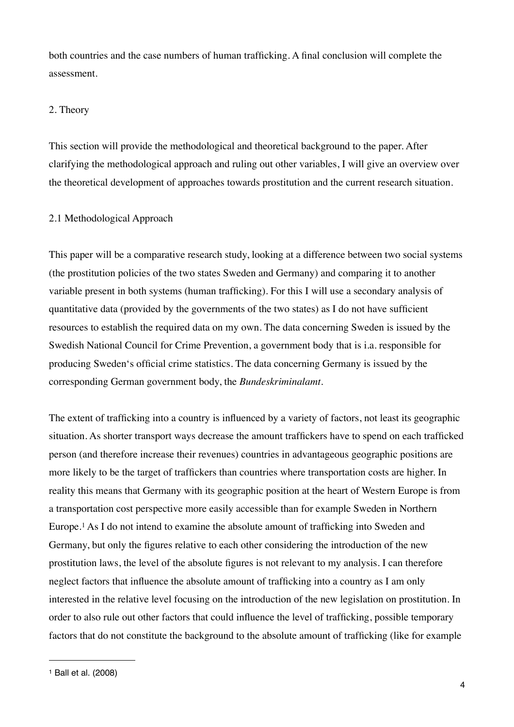both countries and the case numbers of human trafficking. A final conclusion will complete the assessment.

## 2. Theory

This section will provide the methodological and theoretical background to the paper. After clarifying the methodological approach and ruling out other variables, I will give an overview over the theoretical development of approaches towards prostitution and the current research situation.

### 2.1 Methodological Approach

This paper will be a comparative research study, looking at a difference between two social systems (the prostitution policies of the two states Sweden and Germany) and comparing it to another variable present in both systems (human trafficking). For this I will use a secondary analysis of quantitative data (provided by the governments of the two states) as I do not have sufficient resources to establish the required data on my own. The data concerning Sweden is issued by the Swedish National Council for Crime Prevention, a government body that is i.a. responsible for producing Sweden's official crime statistics. The data concerning Germany is issued by the corresponding German government body, the *Bundeskriminalamt*.

The extent of trafficking into a country is influenced by a variety of factors, not least its geographic situation. As shorter transport ways decrease the amount traffickers have to spend on each trafficked person (and therefore increase their revenues) countries in advantageous geographic positions are more likely to be the target of traffickers than countries where transportation costs are higher. In reality this means that Germany with its geographic position at the heart of Western Europe is from a transportation cost perspective more easily accessible than for example Sweden in Northern Europe.[1] As I do not intend to examine the absolute amount of trafficking into Sweden and Germany, but only the figures relative to each other considering the introduction of the new prostitution laws, the level of the absolute figures is not relevant to my analysis. I can therefore neglect factors that influence the absolute amount of trafficking into a country as I am only interested in the relative level focusing on the introduction of the new legislation on prostitution. In order to also rule out other factors that could influence the level of trafficking, possible temporary factors that do not constitute the background to the absolute amount of trafficking (like for example

[1] Ball et al. (2008)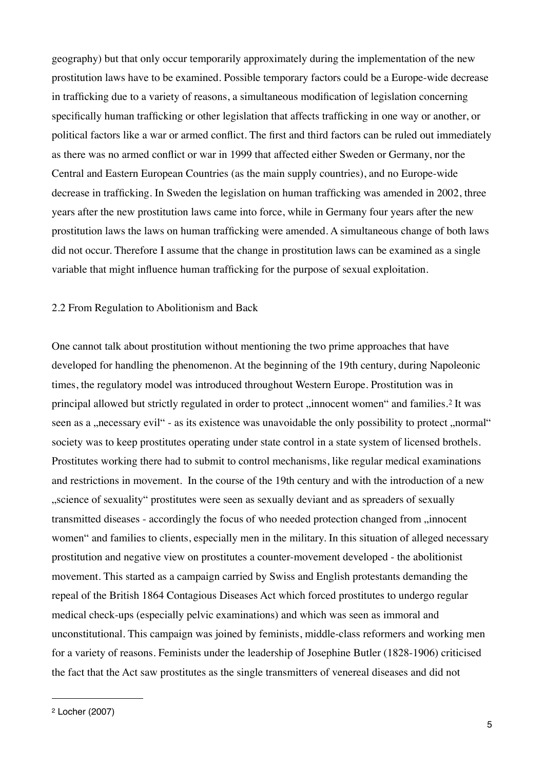geography) but that only occur temporarily approximately during the implementation of the new prostitution laws have to be examined. Possible temporary factors could be a Europe-wide decrease in trafficking due to a variety of reasons, a simultaneous modification of legislation concerning specifically human trafficking or other legislation that affects trafficking in one way or another, or political factors like a war or armed conflict. The first and third factors can be ruled out immediately as there was no armed conflict or war in 1999 that affected either Sweden or Germany, nor the Central and Eastern European Countries (as the main supply countries), and no Europe-wide decrease in trafficking. In Sweden the legislation on human trafficking was amended in 2002, three years after the new prostitution laws came into force, while in Germany four years after the new prostitution laws the laws on human trafficking were amended. A simultaneous change of both laws did not occur. Therefore I assume that the change in prostitution laws can be examined as a single variable that might influence human trafficking for the purpose of sexual exploitation.

## 2.2 From Regulation to Abolitionism and Back

One cannot talk about prostitution without mentioning the two prime approaches that have developed for handling the phenomenon. At the beginning of the 19th century, during Napoleonic times, the regulatory model was introduced throughout Western Europe. Prostitution was in principal allowed but strictly regulated in order to protect „innocent women" and families.[2] It was seen as a „necessary evil" - as its existence was unavoidable the only possibility to protect „normal" society was to keep prostitutes operating under state control in a state system of licensed brothels. Prostitutes working there had to submit to control mechanisms, like regular medical examinations and restrictions in movement. In the course of the 19th century and with the introduction of a new „science of sexuality" prostitutes were seen as sexually deviant and as spreaders of sexually transmitted diseases - accordingly the focus of who needed protection changed from „innocent women" and families to clients, especially men in the military. In this situation of alleged necessary prostitution and negative view on prostitutes a counter-movement developed - the abolitionist movement. This started as a campaign carried by Swiss and English protestants demanding the repeal of the British 1864 Contagious Diseases Act which forced prostitutes to undergo regular medical check-ups (especially pelvic examinations) and which was seen as immoral and unconstitutional. This campaign was joined by feminists, middle-class reformers and working men for a variety of reasons. Feminists under the leadership of Josephine Butler (1828-1906) criticised the fact that the Act saw prostitutes as the single transmitters of venereal diseases and did not

[2] Locher (2007)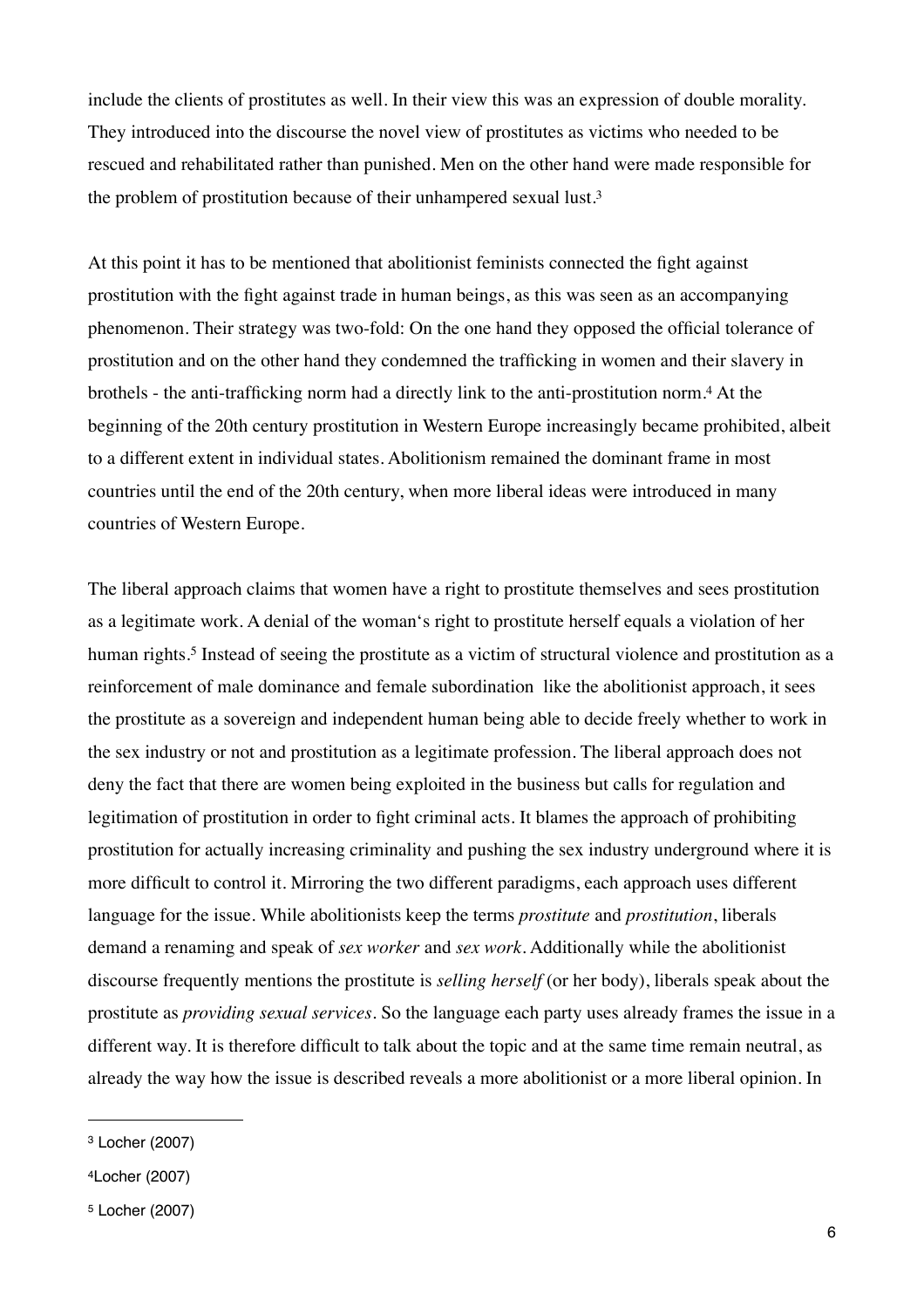include the clients of prostitutes as well. In their view this was an expression of double morality. They introduced into the discourse the novel view of prostitutes as victims who needed to be rescued and rehabilitated rather than punished. Men on the other hand were made responsible for the problem of prostitution because of their unhampered sexual lust.[3]

At this point it has to be mentioned that abolitionist feminists connected the fight against prostitution with the fight against trade in human beings, as this was seen as an accompanying phenomenon. Their strategy was two-fold: On the one hand they opposed the official tolerance of prostitution and on the other hand they condemned the trafficking in women and their slavery in brothels - the anti-trafficking norm had a directly link to the anti-prostitution norm.[4] At the beginning of the 20th century prostitution in Western Europe increasingly became prohibited, albeit to a different extent in individual states. Abolitionism remained the dominant frame in most countries until the end of the 20th century, when more liberal ideas were introduced in many countries of Western Europe.

The liberal approach claims that women have a right to prostitute themselves and sees prostitution as a legitimate work. A denial of the woman's right to prostitute herself equals a violation of her human rights.[5] Instead of seeing the prostitute as a victim of structural violence and prostitution as a reinforcement of male dominance and female subordination like the abolitionist approach, it sees the prostitute as a sovereign and independent human being able to decide freely whether to work in the sex industry or not and prostitution as a legitimate profession. The liberal approach does not deny the fact that there are women being exploited in the business but calls for regulation and legitimation of prostitution in order to fight criminal acts. It blames the approach of prohibiting prostitution for actually increasing criminality and pushing the sex industry underground where it is more difficult to control it. Mirroring the two different paradigms, each approach uses different language for the issue. While abolitionists keep the terms *prostitute* and *prostitution*, liberals demand a renaming and speak of *sex worker* and *sex work*. Additionally while the abolitionist discourse frequently mentions the prostitute is *selling herself* (or her body), liberals speak about the prostitute as *providing sexual services*. So the language each party uses already frames the issue in a different way. It is therefore difficult to talk about the topic and at the same time remain neutral, as already the way how the issue is described reveals a more abolitionist or a more liberal opinion. In

---

[3] Locher (2007)

[4] Locher (2007)

[5] Locher (2007)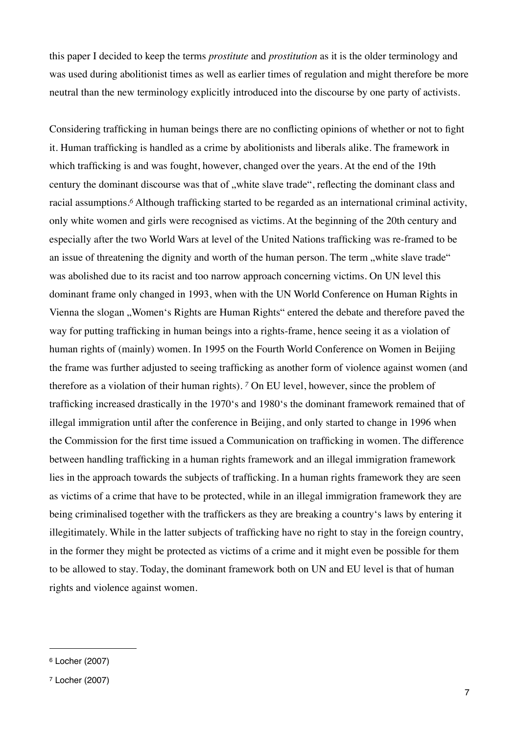this paper I decided to keep the terms *prostitute* and *prostitution* as it is the older terminology and was used during abolitionist times as well as earlier times of regulation and might therefore be more neutral than the new terminology explicitly introduced into the discourse by one party of activists.

Considering trafficking in human beings there are no conflicting opinions of whether or not to fight it. Human trafficking is handled as a crime by abolitionists and liberals alike. The framework in which trafficking is and was fought, however, changed over the years. At the end of the 19th century the dominant discourse was that of „white slave trade", reflecting the dominant class and racial assumptions.[6] Although trafficking started to be regarded as an international criminal activity, only white women and girls were recognised as victims. At the beginning of the 20th century and especially after the two World Wars at level of the United Nations trafficking was re-framed to be an issue of threatening the dignity and worth of the human person. The term „white slave trade" was abolished due to its racist and too narrow approach concerning victims. On UN level this dominant frame only changed in 1993, when with the UN World Conference on Human Rights in Vienna the slogan „Women's Rights are Human Rights" entered the debate and therefore paved the way for putting trafficking in human beings into a rights-frame, hence seeing it as a violation of human rights of (mainly) women. In 1995 on the Fourth World Conference on Women in Beijing the frame was further adjusted to seeing trafficking as another form of violence against women (and therefore as a violation of their human rights). [7] On EU level, however, since the problem of trafficking increased drastically in the 1970's and 1980's the dominant framework remained that of illegal immigration until after the conference in Beijing, and only started to change in 1996 when the Commission for the first time issued a Communication on trafficking in women. The difference between handling trafficking in a human rights framework and an illegal immigration framework lies in the approach towards the subjects of trafficking. In a human rights framework they are seen as victims of a crime that have to be protected, while in an illegal immigration framework they are being criminalised together with the traffickers as they are breaking a country's laws by entering it illegitimately. While in the latter subjects of trafficking have no right to stay in the foreign country, in the former they might be protected as victims of a crime and it might even be possible for them to be allowed to stay. Today, the dominant framework both on UN and EU level is that of human rights and violence against women.

---

[6] Locher (2007)

[7] Locher (2007)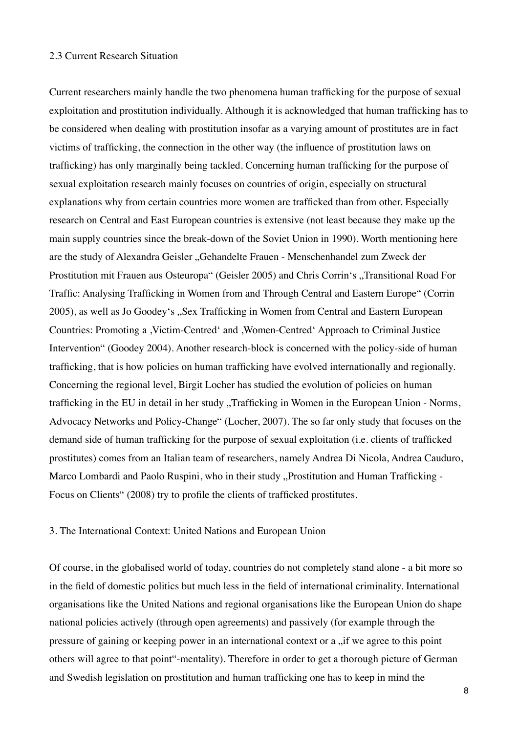## 2.3 Current Research Situation

Current researchers mainly handle the two phenomena human trafficking for the purpose of sexual exploitation and prostitution individually. Although it is acknowledged that human trafficking has to be considered when dealing with prostitution insofar as a varying amount of prostitutes are in fact victims of trafficking, the connection in the other way (the influence of prostitution laws on trafficking) has only marginally being tackled. Concerning human trafficking for the purpose of sexual exploitation research mainly focuses on countries of origin, especially on structural explanations why from certain countries more women are trafficked than from other. Especially research on Central and East European countries is extensive (not least because they make up the main supply countries since the break-down of the Soviet Union in 1990). Worth mentioning here are the study of Alexandra Geisler „Gehandelte Frauen - Menschenhandel zum Zweck der Prostitution mit Frauen aus Osteuropa" (Geisler 2005) and Chris Corrin's „Transitional Road For Traffic: Analysing Trafficking in Women from and Through Central and Eastern Europe" (Corrin 2005), as well as Jo Goodey's „Sex Trafficking in Women from Central and Eastern European Countries: Promoting a ‚Victim-Centred' and ‚Women-Centred' Approach to Criminal Justice Intervention" (Goodey 2004). Another research-block is concerned with the policy-side of human trafficking, that is how policies on human trafficking have evolved internationally and regionally. Concerning the regional level, Birgit Locher has studied the evolution of policies on human trafficking in the EU in detail in her study „Trafficking in Women in the European Union - Norms, Advocacy Networks and Policy-Change" (Locher, 2007). The so far only study that focuses on the demand side of human trafficking for the purpose of sexual exploitation (i.e. clients of trafficked prostitutes) comes from an Italian team of researchers, namely Andrea Di Nicola, Andrea Cauduro, Marco Lombardi and Paolo Ruspini, who in their study „Prostitution and Human Trafficking - Focus on Clients" (2008) try to profile the clients of trafficked prostitutes.

# 3. The International Context: United Nations and European Union

Of course, in the globalised world of today, countries do not completely stand alone - a bit more so in the field of domestic politics but much less in the field of international criminality. International organisations like the United Nations and regional organisations like the European Union do shape national policies actively (through open agreements) and passively (for example through the pressure of gaining or keeping power in an international context or a „if we agree to this point others will agree to that point"-mentality). Therefore in order to get a thorough picture of German and Swedish legislation on prostitution and human trafficking one has to keep in mind the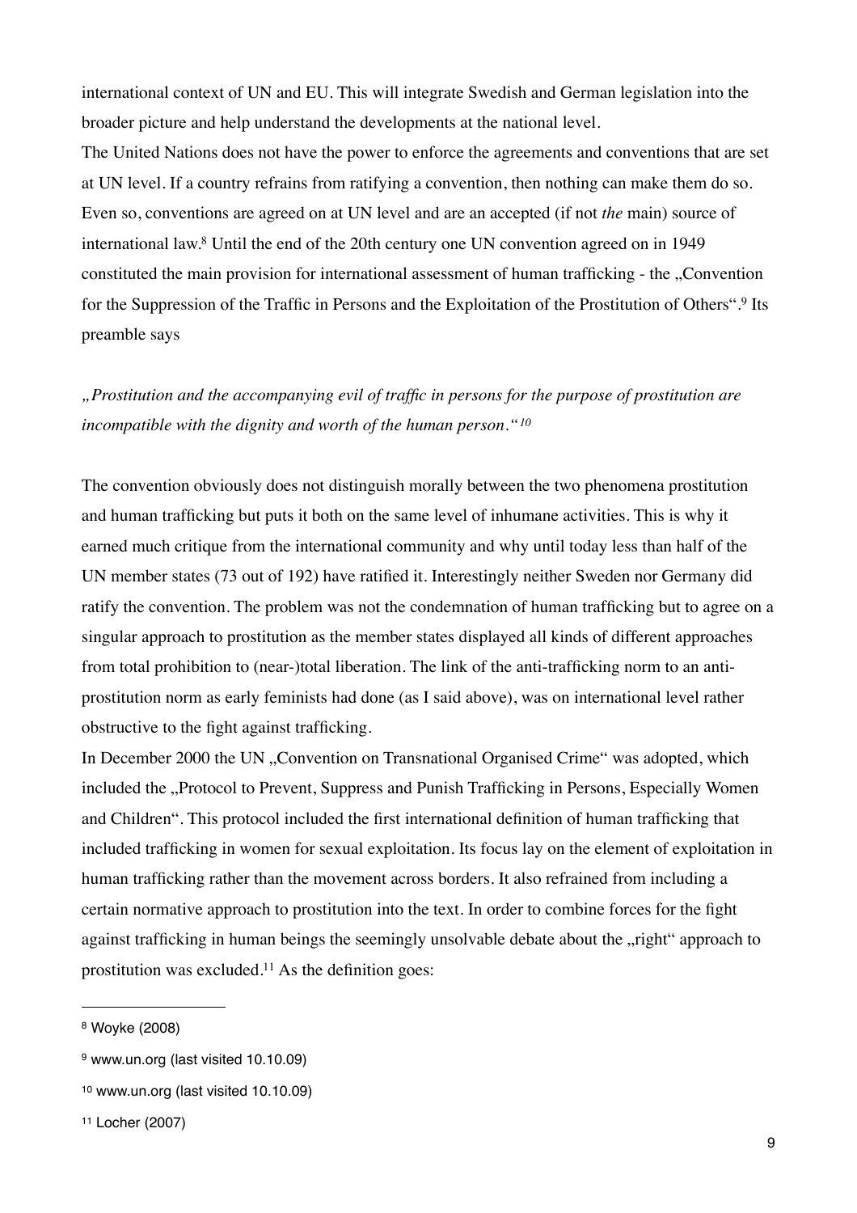international context of UN and EU. This will integrate Swedish and German legislation into the broader picture and help understand the developments at the national level.

The United Nations does not have the power to enforce the agreements and conventions that are set at UN level. If a country refrains from ratifying a convention, then nothing can make them do so. Even so, conventions are agreed on at UN level and are an accepted (if not *the* main) source of international law.[8] Until the end of the 20th century one UN convention agreed on in 1949 constituted the main provision for international assessment of human trafficking - the „Convention for the Suppression of the Traffic in Persons and the Exploitation of the Prostitution of Others".[9] Its preamble says

*„Prostitution and the accompanying evil of traffic in persons for the purpose of prostitution are incompatible with the dignity and worth of the human person."*[10]

The convention obviously does not distinguish morally between the two phenomena prostitution and human trafficking but puts it both on the same level of inhumane activities. This is why it earned much critique from the international community and why until today less than half of the UN member states (73 out of 192) have ratified it. Interestingly neither Sweden nor Germany did ratify the convention. The problem was not the condemnation of human trafficking but to agree on a singular approach to prostitution as the member states displayed all kinds of different approaches from total prohibition to (near-)total liberation. The link of the anti-trafficking norm to an anti-prostitution norm as early feminists had done (as I said above), was on international level rather obstructive to the fight against trafficking.

In December 2000 the UN „Convention on Transnational Organised Crime" was adopted, which included the „Protocol to Prevent, Suppress and Punish Trafficking in Persons, Especially Women and Children". This protocol included the first international definition of human trafficking that included trafficking in women for sexual exploitation. Its focus lay on the element of exploitation in human trafficking rather than the movement across borders. It also refrained from including a certain normative approach to prostitution into the text. In order to combine forces for the fight against trafficking in human beings the seemingly unsolvable debate about the „right" approach to prostitution was excluded.[11] As the definition goes:

---

[8] Woyke (2008)

[9] www.un.org (last visited 10.10.09)

[10] www.un.org (last visited 10.10.09)

[11] Locher (2007)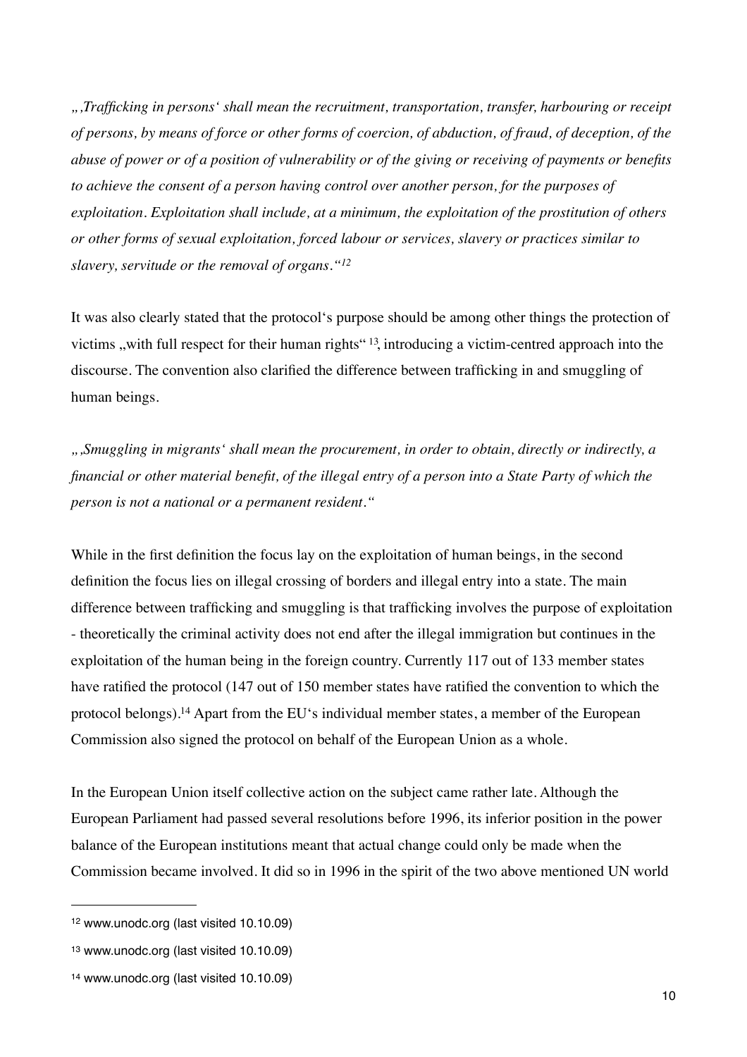*„'Trafficking in persons' shall mean the recruitment, transportation, transfer, harbouring or receipt of persons, by means of force or other forms of coercion, of abduction, of fraud, of deception, of the abuse of power or of a position of vulnerability or of the giving or receiving of payments or benefits to achieve the consent of a person having control over another person, for the purposes of exploitation. Exploitation shall include, at a minimum, the exploitation of the prostitution of others or other forms of sexual exploitation, forced labour or services, slavery or practices similar to slavery, servitude or the removal of organs."*[12]

It was also clearly stated that the protocol's purpose should be among other things the protection of victims „with full respect for their human rights" [13], introducing a victim-centred approach into the discourse. The convention also clarified the difference between trafficking in and smuggling of human beings.

*„'Smuggling in migrants' shall mean the procurement, in order to obtain, directly or indirectly, a financial or other material benefit, of the illegal entry of a person into a State Party of which the person is not a national or a permanent resident."*

While in the first definition the focus lay on the exploitation of human beings, in the second definition the focus lies on illegal crossing of borders and illegal entry into a state. The main difference between trafficking and smuggling is that trafficking involves the purpose of exploitation - theoretically the criminal activity does not end after the illegal immigration but continues in the exploitation of the human being in the foreign country. Currently 117 out of 133 member states have ratified the protocol (147 out of 150 member states have ratified the convention to which the protocol belongs).[14] Apart from the EU's individual member states, a member of the European Commission also signed the protocol on behalf of the European Union as a whole.

In the European Union itself collective action on the subject came rather late. Although the European Parliament had passed several resolutions before 1996, its inferior position in the power balance of the European institutions meant that actual change could only be made when the Commission became involved. It did so in 1996 in the spirit of the two above mentioned UN world

---

[12] www.unodc.org (last visited 10.10.09)

[13] www.unodc.org (last visited 10.10.09)

[14] www.unodc.org (last visited 10.10.09)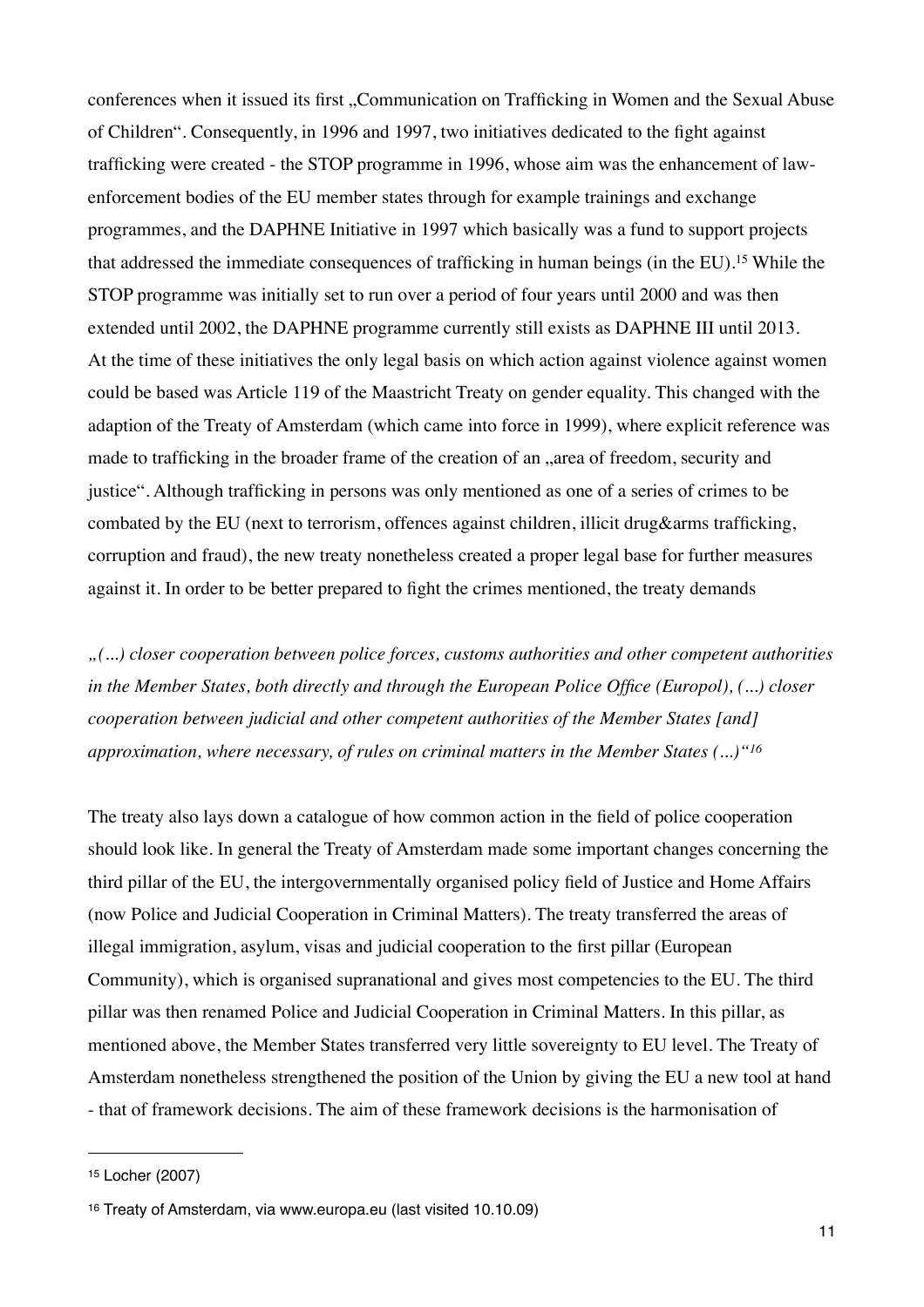conferences when it issued its first „Communication on Trafficking in Women and the Sexual Abuse of Children". Consequently, in 1996 and 1997, two initiatives dedicated to the fight against trafficking were created - the STOP programme in 1996, whose aim was the enhancement of law-enforcement bodies of the EU member states through for example trainings and exchange programmes, and the DAPHNE Initiative in 1997 which basically was a fund to support projects that addressed the immediate consequences of trafficking in human beings (in the EU).[15] While the STOP programme was initially set to run over a period of four years until 2000 and was then extended until 2002, the DAPHNE programme currently still exists as DAPHNE III until 2013. At the time of these initiatives the only legal basis on which action against violence against women could be based was Article 119 of the Maastricht Treaty on gender equality. This changed with the adaption of the Treaty of Amsterdam (which came into force in 1999), where explicit reference was made to trafficking in the broader frame of the creation of an „area of freedom, security and justice". Although trafficking in persons was only mentioned as one of a series of crimes to be combated by the EU (next to terrorism, offences against children, illicit drug&arms trafficking, corruption and fraud), the new treaty nonetheless created a proper legal base for further measures against it. In order to be better prepared to fight the crimes mentioned, the treaty demands

*„(...) closer cooperation between police forces, customs authorities and other competent authorities in the Member States, both directly and through the European Police Office (Europol), (...) closer cooperation between judicial and other competent authorities of the Member States [and] approximation, where necessary, of rules on criminal matters in the Member States (...)"*[16]

The treaty also lays down a catalogue of how common action in the field of police cooperation should look like. In general the Treaty of Amsterdam made some important changes concerning the third pillar of the EU, the intergovernmentally organised policy field of Justice and Home Affairs (now Police and Judicial Cooperation in Criminal Matters). The treaty transferred the areas of illegal immigration, asylum, visas and judicial cooperation to the first pillar (European Community), which is organised supranational and gives most competencies to the EU. The third pillar was then renamed Police and Judicial Cooperation in Criminal Matters. In this pillar, as mentioned above, the Member States transferred very little sovereignty to EU level. The Treaty of Amsterdam nonetheless strengthened the position of the Union by giving the EU a new tool at hand - that of framework decisions. The aim of these framework decisions is the harmonisation of

---

[15] Locher (2007)

[16] Treaty of Amsterdam, via www.europa.eu (last visited 10.10.09)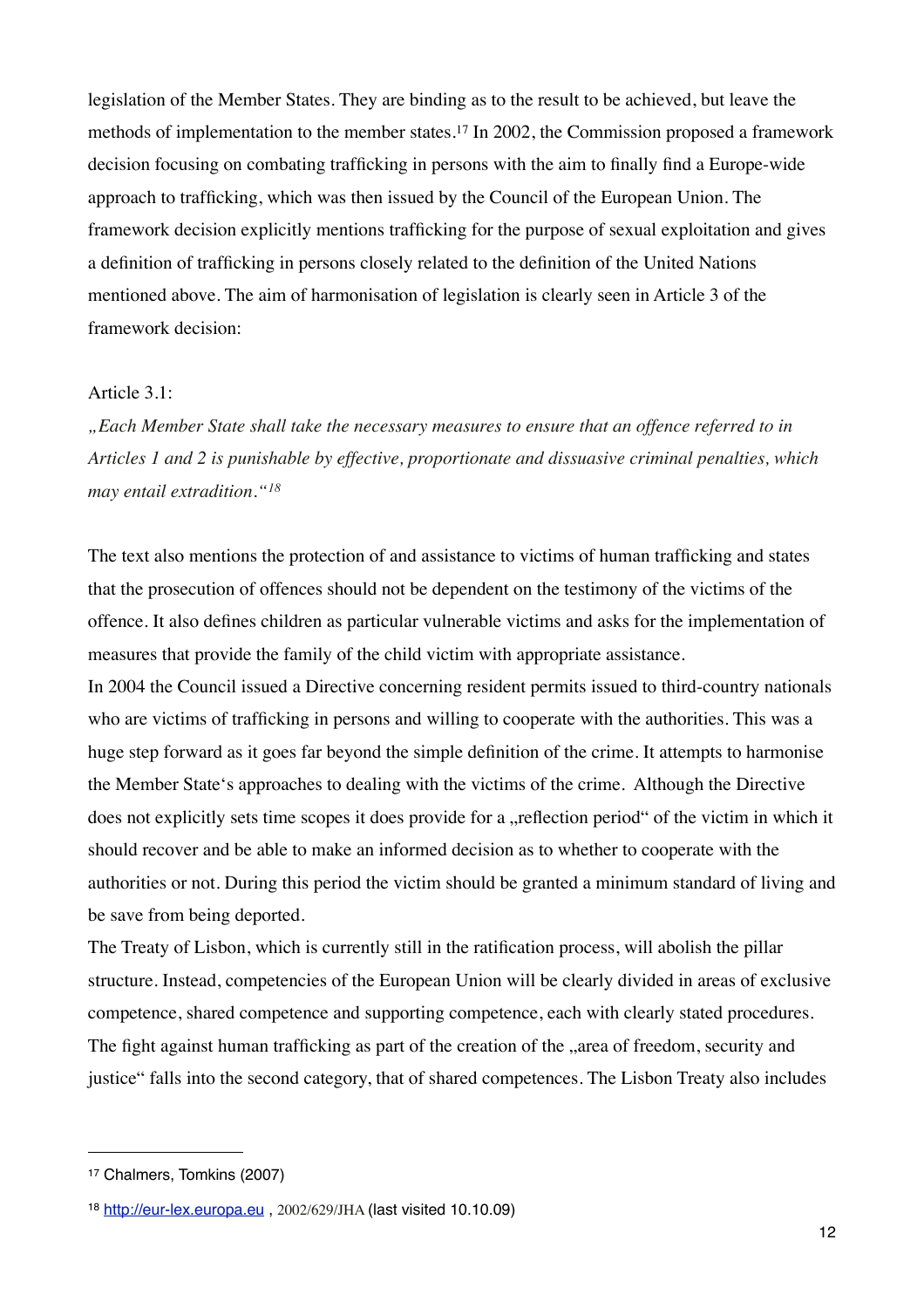legislation of the Member States. They are binding as to the result to be achieved, but leave the methods of implementation to the member states.[17] In 2002, the Commission proposed a framework decision focusing on combating trafficking in persons with the aim to finally find a Europe-wide approach to trafficking, which was then issued by the Council of the European Union. The framework decision explicitly mentions trafficking for the purpose of sexual exploitation and gives a definition of trafficking in persons closely related to the definition of the United Nations mentioned above. The aim of harmonisation of legislation is clearly seen in Article 3 of the framework decision:

Article 3.1:

*„Each Member State shall take the necessary measures to ensure that an offence referred to in Articles 1 and 2 is punishable by effective, proportionate and dissuasive criminal penalties, which may entail extradition."*[18]

The text also mentions the protection of and assistance to victims of human trafficking and states that the prosecution of offences should not be dependent on the testimony of the victims of the offence. It also defines children as particular vulnerable victims and asks for the implementation of measures that provide the family of the child victim with appropriate assistance.

In 2004 the Council issued a Directive concerning resident permits issued to third-country nationals who are victims of trafficking in persons and willing to cooperate with the authorities. This was a huge step forward as it goes far beyond the simple definition of the crime. It attempts to harmonise the Member State's approaches to dealing with the victims of the crime. Although the Directive does not explicitly sets time scopes it does provide for a „reflection period" of the victim in which it should recover and be able to make an informed decision as to whether to cooperate with the authorities or not. During this period the victim should be granted a minimum standard of living and be save from being deported.

The Treaty of Lisbon, which is currently still in the ratification process, will abolish the pillar structure. Instead, competencies of the European Union will be clearly divided in areas of exclusive competence, shared competence and supporting competence, each with clearly stated procedures. The fight against human trafficking as part of the creation of the „area of freedom, security and justice" falls into the second category, that of shared competences. The Lisbon Treaty also includes

---

[17] Chalmers, Tomkins (2007)

[18] http://eur-lex.europa.eu , 2002/629/JHA (last visited 10.10.09)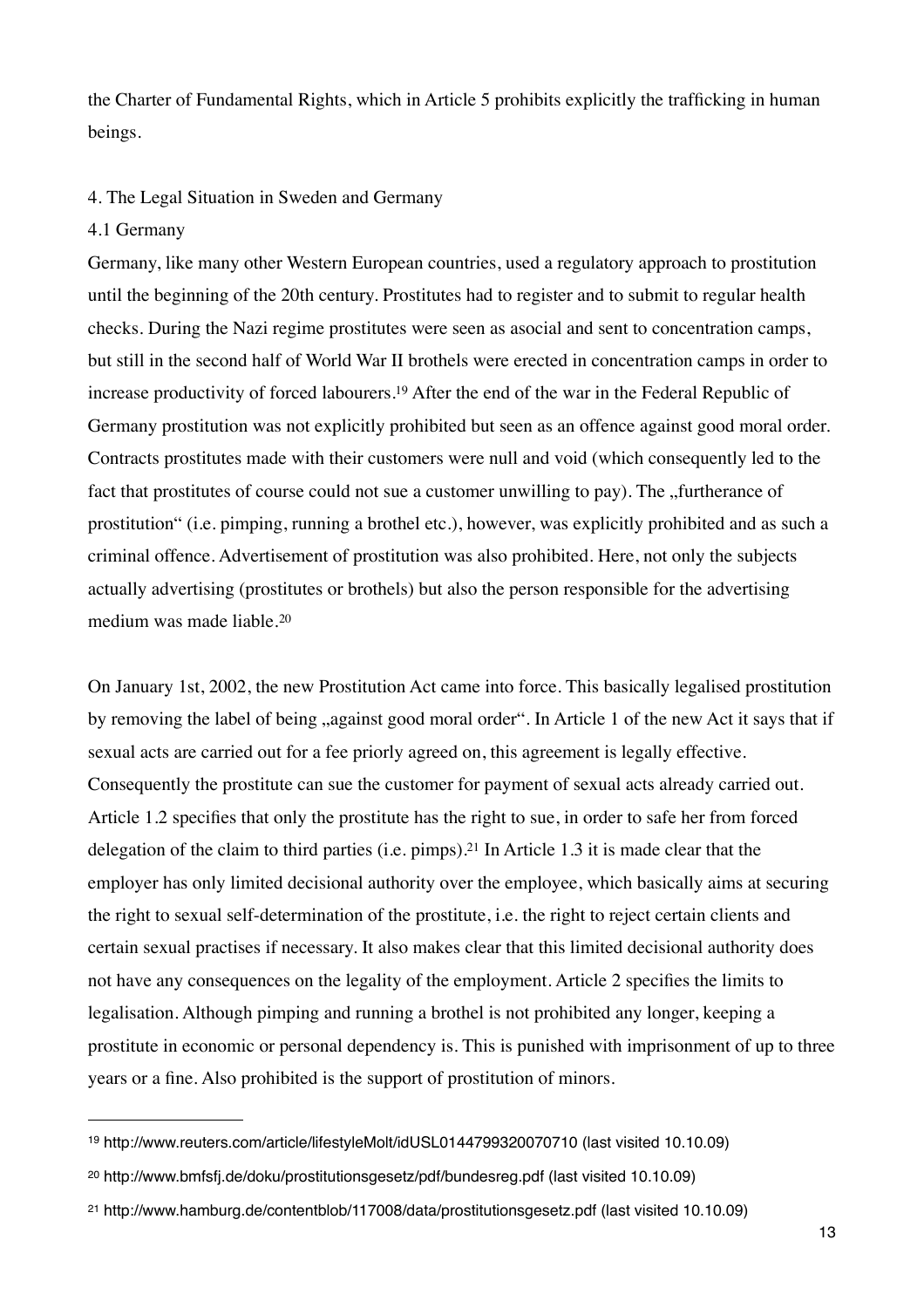the Charter of Fundamental Rights, which in Article 5 prohibits explicitly the trafficking in human beings.

## 4. The Legal Situation in Sweden and Germany

### 4.1 Germany

Germany, like many other Western European countries, used a regulatory approach to prostitution until the beginning of the 20th century. Prostitutes had to register and to submit to regular health checks. During the Nazi regime prostitutes were seen as asocial and sent to concentration camps, but still in the second half of World War II brothels were erected in concentration camps in order to increase productivity of forced labourers.[19] After the end of the war in the Federal Republic of Germany prostitution was not explicitly prohibited but seen as an offence against good moral order. Contracts prostitutes made with their customers were null and void (which consequently led to the fact that prostitutes of course could not sue a customer unwilling to pay). The „furtherance of prostitution" (i.e. pimping, running a brothel etc.), however, was explicitly prohibited and as such a criminal offence. Advertisement of prostitution was also prohibited. Here, not only the subjects actually advertising (prostitutes or brothels) but also the person responsible for the advertising medium was made liable.[20]

On January 1st, 2002, the new Prostitution Act came into force. This basically legalised prostitution by removing the label of being „against good moral order". In Article 1 of the new Act it says that if sexual acts are carried out for a fee priorly agreed on, this agreement is legally effective. Consequently the prostitute can sue the customer for payment of sexual acts already carried out. Article 1.2 specifies that only the prostitute has the right to sue, in order to safe her from forced delegation of the claim to third parties (i.e. pimps).[21] In Article 1.3 it is made clear that the employer has only limited decisional authority over the employee, which basically aims at securing the right to sexual self-determination of the prostitute, i.e. the right to reject certain clients and certain sexual practises if necessary. It also makes clear that this limited decisional authority does not have any consequences on the legality of the employment. Article 2 specifies the limits to legalisation. Although pimping and running a brothel is not prohibited any longer, keeping a prostitute in economic or personal dependency is. This is punished with imprisonment of up to three years or a fine. Also prohibited is the support of prostitution of minors.

---

[19] http://www.reuters.com/article/lifestyleMolt/idUSL0144799320070710 (last visited 10.10.09)

[20] http://www.bmfsfj.de/doku/prostitutionsgesetz/pdf/bundesreg.pdf (last visited 10.10.09)

[21] http://www.hamburg.de/contentblob/117008/data/prostitutionsgesetz.pdf (last visited 10.10.09)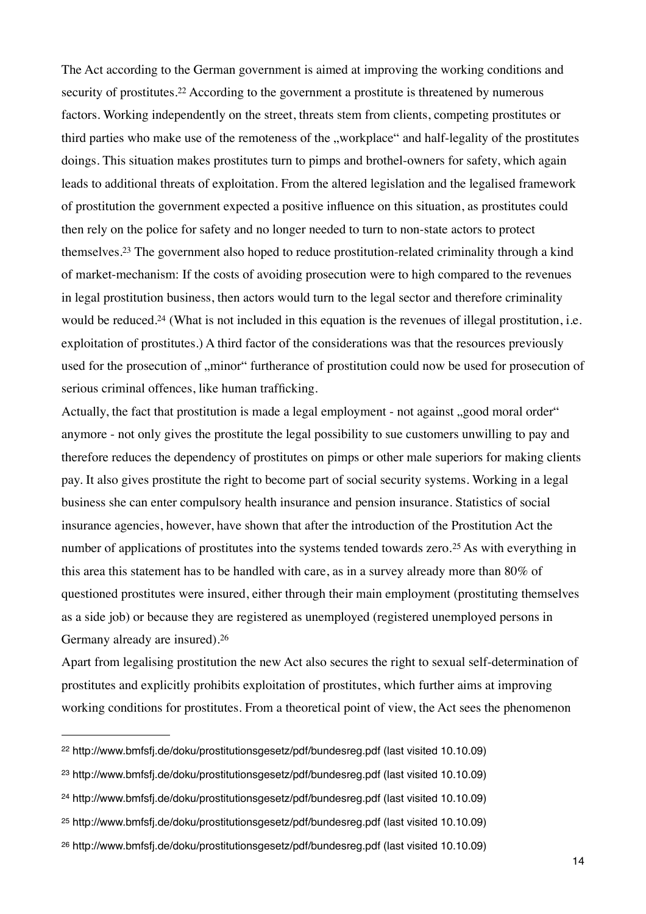The Act according to the German government is aimed at improving the working conditions and security of prostitutes.[22] According to the government a prostitute is threatened by numerous factors. Working independently on the street, threats stem from clients, competing prostitutes or third parties who make use of the remoteness of the „workplace" and half-legality of the prostitutes doings. This situation makes prostitutes turn to pimps and brothel-owners for safety, which again leads to additional threats of exploitation. From the altered legislation and the legalised framework of prostitution the government expected a positive influence on this situation, as prostitutes could then rely on the police for safety and no longer needed to turn to non-state actors to protect themselves.[23] The government also hoped to reduce prostitution-related criminality through a kind of market-mechanism: If the costs of avoiding prosecution were to high compared to the revenues in legal prostitution business, then actors would turn to the legal sector and therefore criminality would be reduced.[24] (What is not included in this equation is the revenues of illegal prostitution, i.e. exploitation of prostitutes.) A third factor of the considerations was that the resources previously used for the prosecution of „minor" furtherance of prostitution could now be used for prosecution of serious criminal offences, like human trafficking.

Actually, the fact that prostitution is made a legal employment - not against „good moral order" anymore - not only gives the prostitute the legal possibility to sue customers unwilling to pay and therefore reduces the dependency of prostitutes on pimps or other male superiors for making clients pay. It also gives prostitute the right to become part of social security systems. Working in a legal business she can enter compulsory health insurance and pension insurance. Statistics of social insurance agencies, however, have shown that after the introduction of the Prostitution Act the number of applications of prostitutes into the systems tended towards zero.[25] As with everything in this area this statement has to be handled with care, as in a survey already more than 80% of questioned prostitutes were insured, either through their main employment (prostituting themselves as a side job) or because they are registered as unemployed (registered unemployed persons in Germany already are insured).[26]

Apart from legalising prostitution the new Act also secures the right to sexual self-determination of prostitutes and explicitly prohibits exploitation of prostitutes, which further aims at improving working conditions for prostitutes. From a theoretical point of view, the Act sees the phenomenon

---

[22] http://www.bmfsfj.de/doku/prostitutionsgesetz/pdf/bundesreg.pdf (last visited 10.10.09)

[23] http://www.bmfsfj.de/doku/prostitutionsgesetz/pdf/bundesreg.pdf (last visited 10.10.09)

[24] http://www.bmfsfj.de/doku/prostitutionsgesetz/pdf/bundesreg.pdf (last visited 10.10.09)

[25] http://www.bmfsfj.de/doku/prostitutionsgesetz/pdf/bundesreg.pdf (last visited 10.10.09)

[26] http://www.bmfsfj.de/doku/prostitutionsgesetz/pdf/bundesreg.pdf (last visited 10.10.09)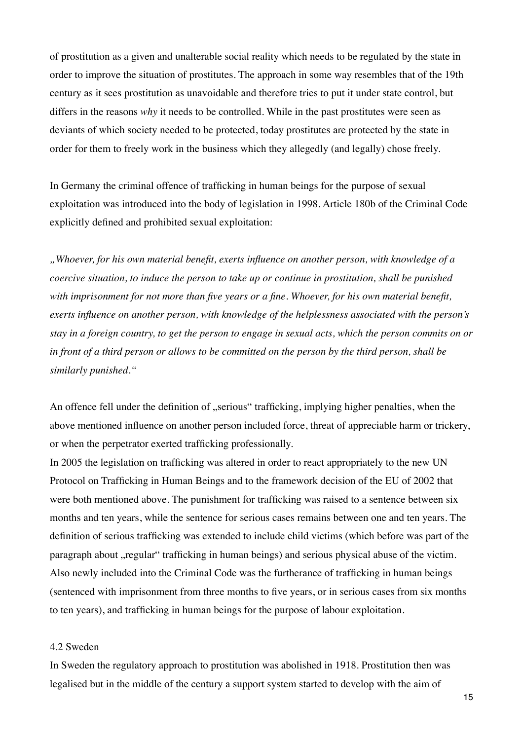of prostitution as a given and unalterable social reality which needs to be regulated by the state in order to improve the situation of prostitutes. The approach in some way resembles that of the 19th century as it sees prostitution as unavoidable and therefore tries to put it under state control, but differs in the reasons *why* it needs to be controlled. While in the past prostitutes were seen as deviants of which society needed to be protected, today prostitutes are protected by the state in order for them to freely work in the business which they allegedly (and legally) chose freely.

In Germany the criminal offence of trafficking in human beings for the purpose of sexual exploitation was introduced into the body of legislation in 1998. Article 180b of the Criminal Code explicitly defined and prohibited sexual exploitation:

*„Whoever, for his own material benefit, exerts influence on another person, with knowledge of a coercive situation, to induce the person to take up or continue in prostitution, shall be punished with imprisonment for not more than five years or a fine. Whoever, for his own material benefit, exerts influence on another person, with knowledge of the helplessness associated with the person's stay in a foreign country, to get the person to engage in sexual acts, which the person commits on or in front of a third person or allows to be committed on the person by the third person, shall be similarly punished."*

An offence fell under the definition of „serious" trafficking, implying higher penalties, when the above mentioned influence on another person included force, threat of appreciable harm or trickery, or when the perpetrator exerted trafficking professionally.

In 2005 the legislation on trafficking was altered in order to react appropriately to the new UN Protocol on Trafficking in Human Beings and to the framework decision of the EU of 2002 that were both mentioned above. The punishment for trafficking was raised to a sentence between six months and ten years, while the sentence for serious cases remains between one and ten years. The definition of serious trafficking was extended to include child victims (which before was part of the paragraph about „regular" trafficking in human beings) and serious physical abuse of the victim. Also newly included into the Criminal Code was the furtherance of trafficking in human beings (sentenced with imprisonment from three months to five years, or in serious cases from six months to ten years), and trafficking in human beings for the purpose of labour exploitation.

### 4.2 Sweden

In Sweden the regulatory approach to prostitution was abolished in 1918. Prostitution then was legalised but in the middle of the century a support system started to develop with the aim of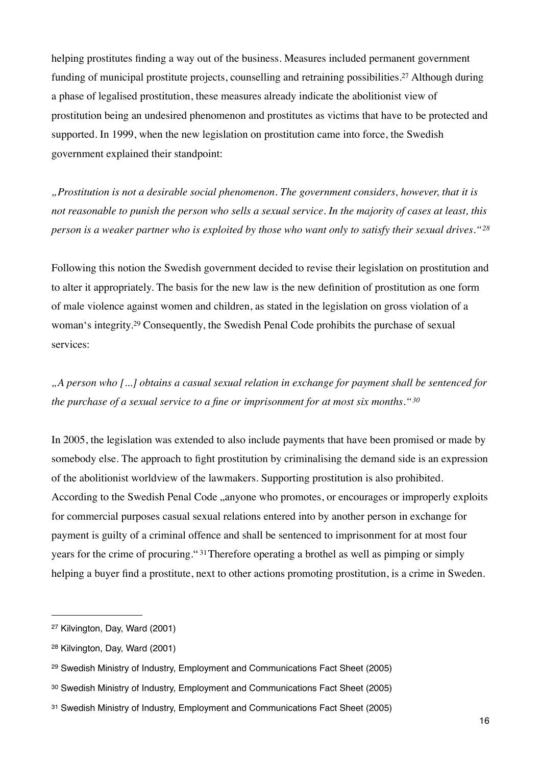helping prostitutes finding a way out of the business. Measures included permanent government funding of municipal prostitute projects, counselling and retraining possibilities.[27] Although during a phase of legalised prostitution, these measures already indicate the abolitionist view of prostitution being an undesired phenomenon and prostitutes as victims that have to be protected and supported. In 1999, when the new legislation on prostitution came into force, the Swedish government explained their standpoint:

*„Prostitution is not a desirable social phenomenon. The government considers, however, that it is not reasonable to punish the person who sells a sexual service. In the majority of cases at least, this person is a weaker partner who is exploited by those who want only to satisfy their sexual drives."*[28]

Following this notion the Swedish government decided to revise their legislation on prostitution and to alter it appropriately. The basis for the new law is the new definition of prostitution as one form of male violence against women and children, as stated in the legislation on gross violation of a woman's integrity.[29] Consequently, the Swedish Penal Code prohibits the purchase of sexual services:

*„A person who [...] obtains a casual sexual relation in exchange for payment shall be sentenced for the purchase of a sexual service to a fine or imprisonment for at most six months."*[30]

In 2005, the legislation was extended to also include payments that have been promised or made by somebody else. The approach to fight prostitution by criminalising the demand side is an expression of the abolitionist worldview of the lawmakers. Supporting prostitution is also prohibited. According to the Swedish Penal Code „anyone who promotes, or encourages or improperly exploits for commercial purposes casual sexual relations entered into by another person in exchange for payment is guilty of a criminal offence and shall be sentenced to imprisonment for at most four years for the crime of procuring."[31] Therefore operating a brothel as well as pimping or simply helping a buyer find a prostitute, next to other actions promoting prostitution, is a crime in Sweden.

---

[27] Kilvington, Day, Ward (2001)

[28] Kilvington, Day, Ward (2001)

[29] Swedish Ministry of Industry, Employment and Communications Fact Sheet (2005)

[30] Swedish Ministry of Industry, Employment and Communications Fact Sheet (2005)

[31] Swedish Ministry of Industry, Employment and Communications Fact Sheet (2005)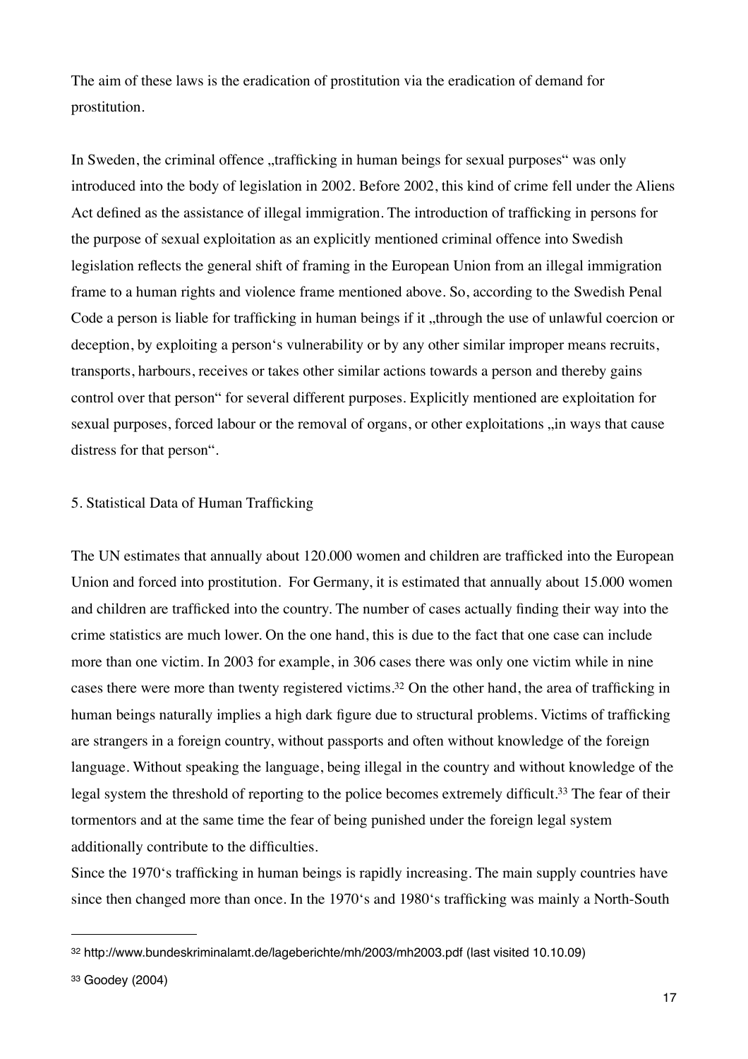The aim of these laws is the eradication of prostitution via the eradication of demand for prostitution.

In Sweden, the criminal offence „trafficking in human beings for sexual purposes“ was only introduced into the body of legislation in 2002. Before 2002, this kind of crime fell under the Aliens Act defined as the assistance of illegal immigration. The introduction of trafficking in persons for the purpose of sexual exploitation as an explicitly mentioned criminal offence into Swedish legislation reflects the general shift of framing in the European Union from an illegal immigration frame to a human rights and violence frame mentioned above. So, according to the Swedish Penal Code a person is liable for trafficking in human beings if it „through the use of unlawful coercion or deception, by exploiting a person‘s vulnerability or by any other similar improper means recruits, transports, harbours, receives or takes other similar actions towards a person and thereby gains control over that person“ for several different purposes. Explicitly mentioned are exploitation for sexual purposes, forced labour or the removal of organs, or other exploitations „in ways that cause distress for that person“.

## 5. Statistical Data of Human Trafficking

The UN estimates that annually about 120.000 women and children are trafficked into the European Union and forced into prostitution. For Germany, it is estimated that annually about 15.000 women and children are trafficked into the country. The number of cases actually finding their way into the crime statistics are much lower. On the one hand, this is due to the fact that one case can include more than one victim. In 2003 for example, in 306 cases there was only one victim while in nine cases there were more than twenty registered victims.[32] On the other hand, the area of trafficking in human beings naturally implies a high dark figure due to structural problems. Victims of trafficking are strangers in a foreign country, without passports and often without knowledge of the foreign language. Without speaking the language, being illegal in the country and without knowledge of the legal system the threshold of reporting to the police becomes extremely difficult.[33] The fear of their tormentors and at the same time the fear of being punished under the foreign legal system additionally contribute to the difficulties.

Since the 1970‘s trafficking in human beings is rapidly increasing. The main supply countries have since then changed more than once. In the 1970‘s and 1980‘s trafficking was mainly a North-South

---

[32] http://www.bundeskriminalamt.de/lageberichte/mh/2003/mh2003.pdf (last visited 10.10.09)

[33] Goodey (2004)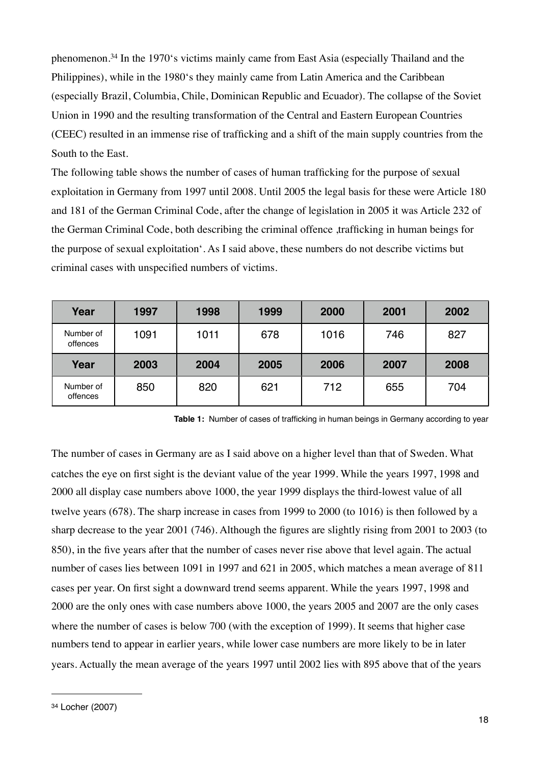phenomenon.[34] In the 1970's victims mainly came from East Asia (especially Thailand and the Philippines), while in the 1980's they mainly came from Latin America and the Caribbean (especially Brazil, Columbia, Chile, Dominican Republic and Ecuador). The collapse of the Soviet Union in 1990 and the resulting transformation of the Central and Eastern European Countries (CEEC) resulted in an immense rise of trafficking and a shift of the main supply countries from the South to the East.

The following table shows the number of cases of human trafficking for the purpose of sexual exploitation in Germany from 1997 until 2008. Until 2005 the legal basis for these were Article 180 and 181 of the German Criminal Code, after the change of legislation in 2005 it was Article 232 of the German Criminal Code, both describing the criminal offence ,trafficking in human beings for the purpose of sexual exploitation'. As I said above, these numbers do not describe victims but criminal cases with unspecified numbers of victims.

| Year | 1997 | 1998 | 1999 | 2000 | 2001 | 2002 |
|---|---|---|---|---|---|---|
| Number of offences | 1091 | 1011 | 678 | 1016 | 746 | 827 |
| **Year** | **2003** | **2004** | **2005** | **2006** | **2007** | **2008** |
| Number of offences | 850 | 820 | 621 | 712 | 655 | 704 |

**Table 1:** Number of cases of trafficking in human beings in Germany according to year

The number of cases in Germany are as I said above on a higher level than that of Sweden. What catches the eye on first sight is the deviant value of the year 1999. While the years 1997, 1998 and 2000 all display case numbers above 1000, the year 1999 displays the third-lowest value of all twelve years (678). The sharp increase in cases from 1999 to 2000 (to 1016) is then followed by a sharp decrease to the year 2001 (746). Although the figures are slightly rising from 2001 to 2003 (to 850), in the five years after that the number of cases never rise above that level again. The actual number of cases lies between 1091 in 1997 and 621 in 2005, which matches a mean average of 811 cases per year. On first sight a downward trend seems apparent. While the years 1997, 1998 and 2000 are the only ones with case numbers above 1000, the years 2005 and 2007 are the only cases where the number of cases is below 700 (with the exception of 1999). It seems that higher case numbers tend to appear in earlier years, while lower case numbers are more likely to be in later years. Actually the mean average of the years 1997 until 2002 lies with 895 above that of the years

---

[34] Locher (2007)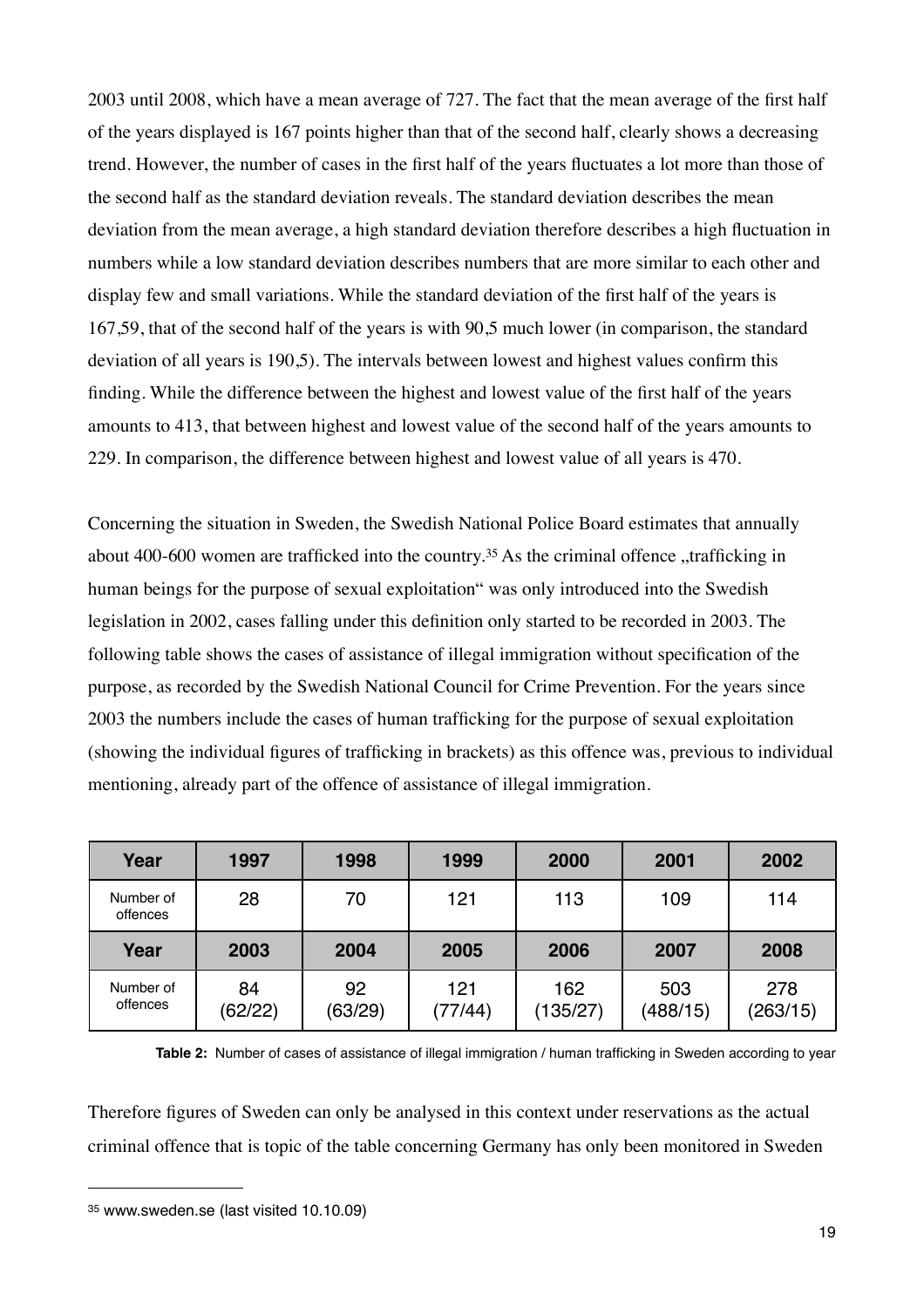2003 until 2008, which have a mean average of 727. The fact that the mean average of the first half of the years displayed is 167 points higher than that of the second half, clearly shows a decreasing trend. However, the number of cases in the first half of the years fluctuates a lot more than those of the second half as the standard deviation reveals. The standard deviation describes the mean deviation from the mean average, a high standard deviation therefore describes a high fluctuation in numbers while a low standard deviation describes numbers that are more similar to each other and display few and small variations. While the standard deviation of the first half of the years is 167,59, that of the second half of the years is with 90,5 much lower (in comparison, the standard deviation of all years is 190,5). The intervals between lowest and highest values confirm this finding. While the difference between the highest and lowest value of the first half of the years amounts to 413, that between highest and lowest value of the second half of the years amounts to 229. In comparison, the difference between highest and lowest value of all years is 470.

Concerning the situation in Sweden, the Swedish National Police Board estimates that annually about 400-600 women are trafficked into the country.[35] As the criminal offence „trafficking in human beings for the purpose of sexual exploitation" was only introduced into the Swedish legislation in 2002, cases falling under this definition only started to be recorded in 2003. The following table shows the cases of assistance of illegal immigration without specification of the purpose, as recorded by the Swedish National Council for Crime Prevention. For the years since 2003 the numbers include the cases of human trafficking for the purpose of sexual exploitation (showing the individual figures of trafficking in brackets) as this offence was, previous to individual mentioning, already part of the offence of assistance of illegal immigration.

| Year | 1997 | 1998 | 1999 | 2000 | 2001 | 2002 |
|---|---|---|---|---|---|---|
| Number of offences | 28 | 70 | 121 | 113 | 109 | 114 |
| **Year** | **2003** | **2004** | **2005** | **2006** | **2007** | **2008** |
| Number of offences | 84 (62/22) | 92 (63/29) | 121 (77/44) | 162 (135/27) | 503 (488/15) | 278 (263/15) |

**Table 2:** Number of cases of assistance of illegal immigration / human trafficking in Sweden according to year

Therefore figures of Sweden can only be analysed in this context under reservations as the actual criminal offence that is topic of the table concerning Germany has only been monitored in Sweden

---

[35] www.sweden.se (last visited 10.10.09)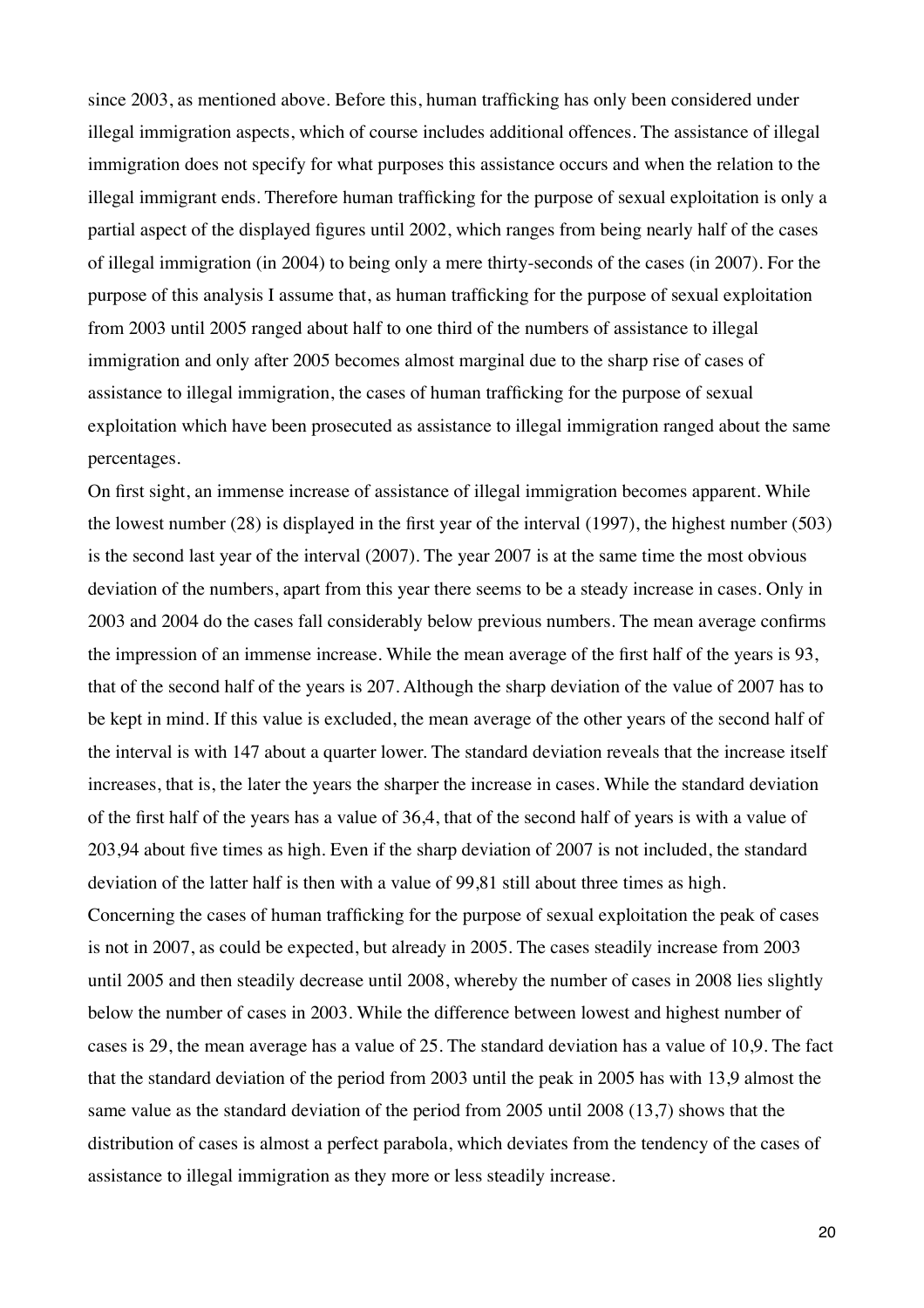since 2003, as mentioned above. Before this, human trafficking has only been considered under illegal immigration aspects, which of course includes additional offences. The assistance of illegal immigration does not specify for what purposes this assistance occurs and when the relation to the illegal immigrant ends. Therefore human trafficking for the purpose of sexual exploitation is only a partial aspect of the displayed figures until 2002, which ranges from being nearly half of the cases of illegal immigration (in 2004) to being only a mere thirty-seconds of the cases (in 2007). For the purpose of this analysis I assume that, as human trafficking for the purpose of sexual exploitation from 2003 until 2005 ranged about half to one third of the numbers of assistance to illegal immigration and only after 2005 becomes almost marginal due to the sharp rise of cases of assistance to illegal immigration, the cases of human trafficking for the purpose of sexual exploitation which have been prosecuted as assistance to illegal immigration ranged about the same percentages.

On first sight, an immense increase of assistance of illegal immigration becomes apparent. While the lowest number (28) is displayed in the first year of the interval (1997), the highest number (503) is the second last year of the interval (2007). The year 2007 is at the same time the most obvious deviation of the numbers, apart from this year there seems to be a steady increase in cases. Only in 2003 and 2004 do the cases fall considerably below previous numbers. The mean average confirms the impression of an immense increase. While the mean average of the first half of the years is 93, that of the second half of the years is 207. Although the sharp deviation of the value of 2007 has to be kept in mind. If this value is excluded, the mean average of the other years of the second half of the interval is with 147 about a quarter lower. The standard deviation reveals that the increase itself increases, that is, the later the years the sharper the increase in cases. While the standard deviation of the first half of the years has a value of 36,4, that of the second half of years is with a value of 203,94 about five times as high. Even if the sharp deviation of 2007 is not included, the standard deviation of the latter half is then with a value of 99,81 still about three times as high.

Concerning the cases of human trafficking for the purpose of sexual exploitation the peak of cases is not in 2007, as could be expected, but already in 2005. The cases steadily increase from 2003 until 2005 and then steadily decrease until 2008, whereby the number of cases in 2008 lies slightly below the number of cases in 2003. While the difference between lowest and highest number of cases is 29, the mean average has a value of 25. The standard deviation has a value of 10,9. The fact that the standard deviation of the period from 2003 until the peak in 2005 has with 13,9 almost the same value as the standard deviation of the period from 2005 until 2008 (13,7) shows that the distribution of cases is almost a perfect parabola, which deviates from the tendency of the cases of assistance to illegal immigration as they more or less steadily increase.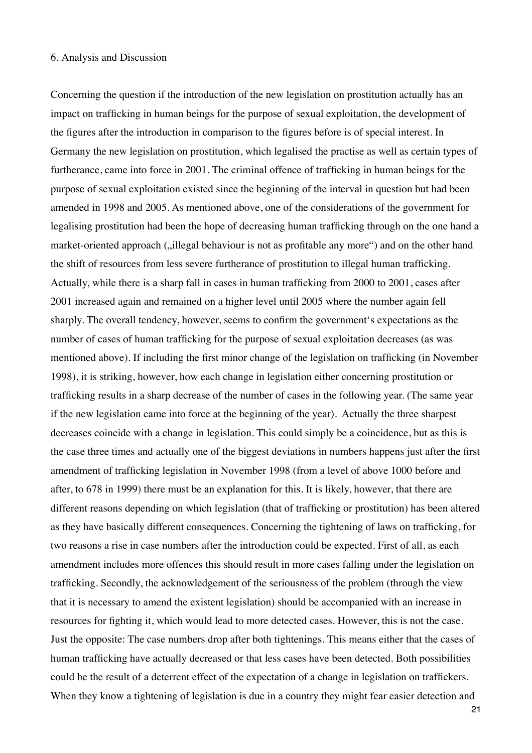## 6. Analysis and Discussion

Concerning the question if the introduction of the new legislation on prostitution actually has an impact on trafficking in human beings for the purpose of sexual exploitation, the development of the figures after the introduction in comparison to the figures before is of special interest. In Germany the new legislation on prostitution, which legalised the practise as well as certain types of furtherance, came into force in 2001. The criminal offence of trafficking in human beings for the purpose of sexual exploitation existed since the beginning of the interval in question but had been amended in 1998 and 2005. As mentioned above, one of the considerations of the government for legalising prostitution had been the hope of decreasing human trafficking through on the one hand a market-oriented approach („illegal behaviour is not as profitable any more") and on the other hand the shift of resources from less severe furtherance of prostitution to illegal human trafficking. Actually, while there is a sharp fall in cases in human trafficking from 2000 to 2001, cases after 2001 increased again and remained on a higher level until 2005 where the number again fell sharply. The overall tendency, however, seems to confirm the government's expectations as the number of cases of human trafficking for the purpose of sexual exploitation decreases (as was mentioned above). If including the first minor change of the legislation on trafficking (in November 1998), it is striking, however, how each change in legislation either concerning prostitution or trafficking results in a sharp decrease of the number of cases in the following year. (The same year if the new legislation came into force at the beginning of the year). Actually the three sharpest decreases coincide with a change in legislation. This could simply be a coincidence, but as this is the case three times and actually one of the biggest deviations in numbers happens just after the first amendment of trafficking legislation in November 1998 (from a level of above 1000 before and after, to 678 in 1999) there must be an explanation for this. It is likely, however, that there are different reasons depending on which legislation (that of trafficking or prostitution) has been altered as they have basically different consequences. Concerning the tightening of laws on trafficking, for two reasons a rise in case numbers after the introduction could be expected. First of all, as each amendment includes more offences this should result in more cases falling under the legislation on trafficking. Secondly, the acknowledgement of the seriousness of the problem (through the view that it is necessary to amend the existent legislation) should be accompanied with an increase in resources for fighting it, which would lead to more detected cases. However, this is not the case. Just the opposite: The case numbers drop after both tightenings. This means either that the cases of human trafficking have actually decreased or that less cases have been detected. Both possibilities could be the result of a deterrent effect of the expectation of a change in legislation on traffickers. When they know a tightening of legislation is due in a country they might fear easier detection and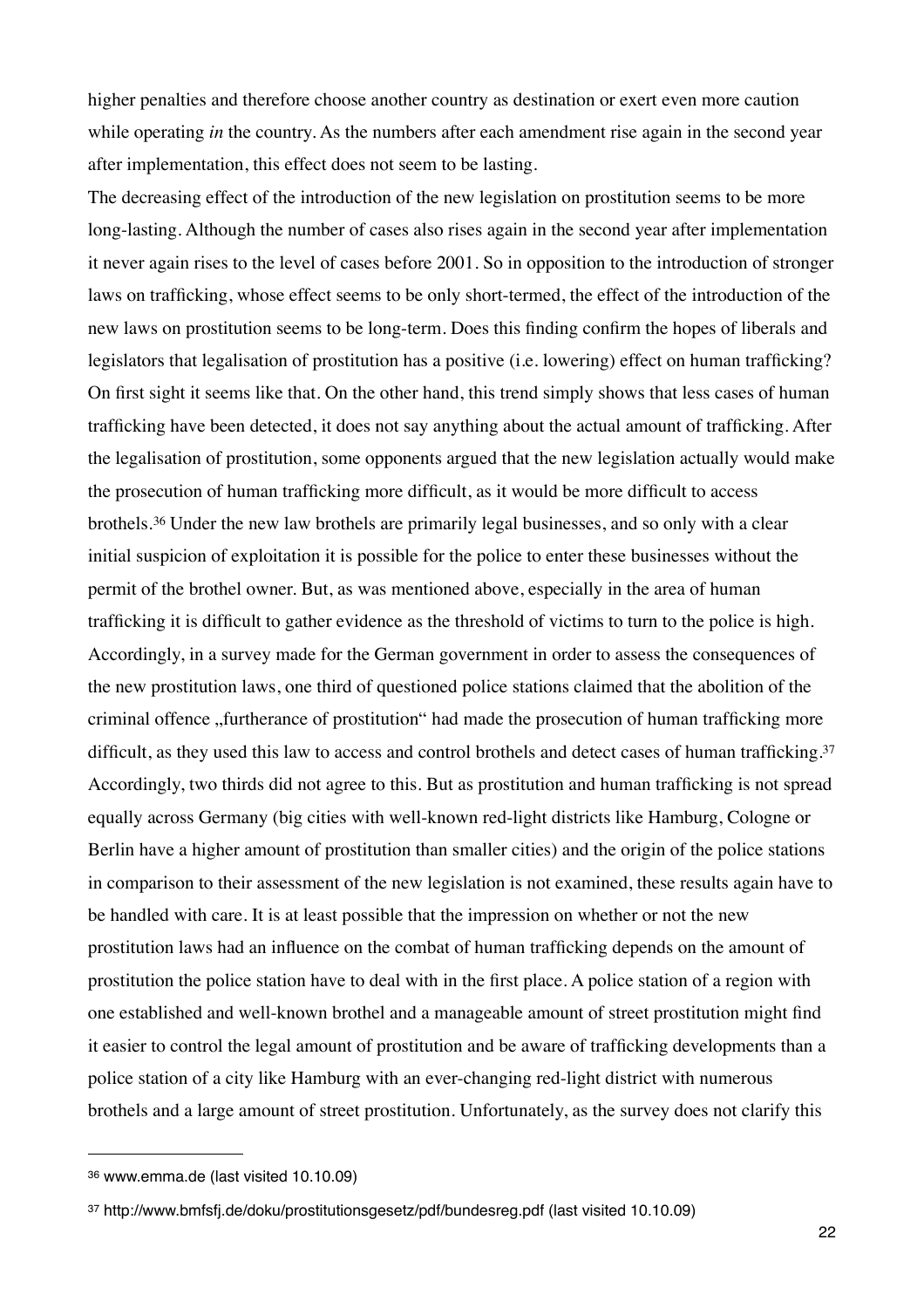higher penalties and therefore choose another country as destination or exert even more caution while operating *in* the country. As the numbers after each amendment rise again in the second year after implementation, this effect does not seem to be lasting.

The decreasing effect of the introduction of the new legislation on prostitution seems to be more long-lasting. Although the number of cases also rises again in the second year after implementation it never again rises to the level of cases before 2001. So in opposition to the introduction of stronger laws on trafficking, whose effect seems to be only short-termed, the effect of the introduction of the new laws on prostitution seems to be long-term. Does this finding confirm the hopes of liberals and legislators that legalisation of prostitution has a positive (i.e. lowering) effect on human trafficking? On first sight it seems like that. On the other hand, this trend simply shows that less cases of human trafficking have been detected, it does not say anything about the actual amount of trafficking. After the legalisation of prostitution, some opponents argued that the new legislation actually would make the prosecution of human trafficking more difficult, as it would be more difficult to access brothels.[36] Under the new law brothels are primarily legal businesses, and so only with a clear initial suspicion of exploitation it is possible for the police to enter these businesses without the permit of the brothel owner. But, as was mentioned above, especially in the area of human trafficking it is difficult to gather evidence as the threshold of victims to turn to the police is high. Accordingly, in a survey made for the German government in order to assess the consequences of the new prostitution laws, one third of questioned police stations claimed that the abolition of the criminal offence „furtherance of prostitution" had made the prosecution of human trafficking more difficult, as they used this law to access and control brothels and detect cases of human trafficking.[37] Accordingly, two thirds did not agree to this. But as prostitution and human trafficking is not spread equally across Germany (big cities with well-known red-light districts like Hamburg, Cologne or Berlin have a higher amount of prostitution than smaller cities) and the origin of the police stations in comparison to their assessment of the new legislation is not examined, these results again have to be handled with care. It is at least possible that the impression on whether or not the new prostitution laws had an influence on the combat of human trafficking depends on the amount of prostitution the police station have to deal with in the first place. A police station of a region with one established and well-known brothel and a manageable amount of street prostitution might find it easier to control the legal amount of prostitution and be aware of trafficking developments than a police station of a city like Hamburg with an ever-changing red-light district with numerous brothels and a large amount of street prostitution. Unfortunately, as the survey does not clarify this

---

[36] www.emma.de (last visited 10.10.09)

[37] http://www.bmfsfj.de/doku/prostitutionsgesetz/pdf/bundesreg.pdf (last visited 10.10.09)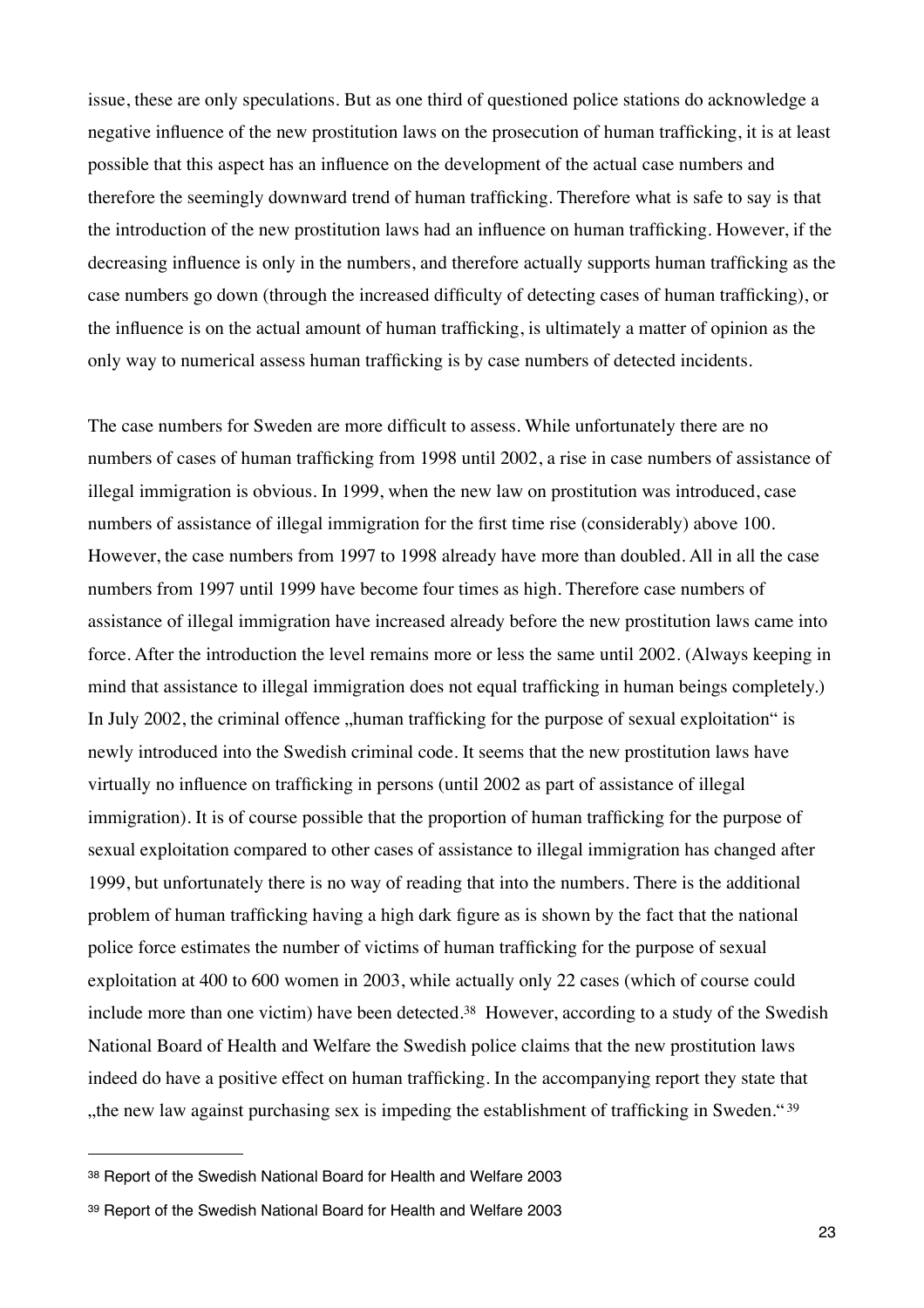issue, these are only speculations. But as one third of questioned police stations do acknowledge a negative influence of the new prostitution laws on the prosecution of human trafficking, it is at least possible that this aspect has an influence on the development of the actual case numbers and therefore the seemingly downward trend of human trafficking. Therefore what is safe to say is that the introduction of the new prostitution laws had an influence on human trafficking. However, if the decreasing influence is only in the numbers, and therefore actually supports human trafficking as the case numbers go down (through the increased difficulty of detecting cases of human trafficking), or the influence is on the actual amount of human trafficking, is ultimately a matter of opinion as the only way to numerical assess human trafficking is by case numbers of detected incidents.

The case numbers for Sweden are more difficult to assess. While unfortunately there are no numbers of cases of human trafficking from 1998 until 2002, a rise in case numbers of assistance of illegal immigration is obvious. In 1999, when the new law on prostitution was introduced, case numbers of assistance of illegal immigration for the first time rise (considerably) above 100. However, the case numbers from 1997 to 1998 already have more than doubled. All in all the case numbers from 1997 until 1999 have become four times as high. Therefore case numbers of assistance of illegal immigration have increased already before the new prostitution laws came into force. After the introduction the level remains more or less the same until 2002. (Always keeping in mind that assistance to illegal immigration does not equal trafficking in human beings completely.) In July 2002, the criminal offence „human trafficking for the purpose of sexual exploitation" is newly introduced into the Swedish criminal code. It seems that the new prostitution laws have virtually no influence on trafficking in persons (until 2002 as part of assistance of illegal immigration). It is of course possible that the proportion of human trafficking for the purpose of sexual exploitation compared to other cases of assistance to illegal immigration has changed after 1999, but unfortunately there is no way of reading that into the numbers. There is the additional problem of human trafficking having a high dark figure as is shown by the fact that the national police force estimates the number of victims of human trafficking for the purpose of sexual exploitation at 400 to 600 women in 2003, while actually only 22 cases (which of course could include more than one victim) have been detected.[38] However, according to a study of the Swedish National Board of Health and Welfare the Swedish police claims that the new prostitution laws indeed do have a positive effect on human trafficking. In the accompanying report they state that „the new law against purchasing sex is impeding the establishment of trafficking in Sweden."[39]

---

[38] Report of the Swedish National Board for Health and Welfare 2003

[39] Report of the Swedish National Board for Health and Welfare 2003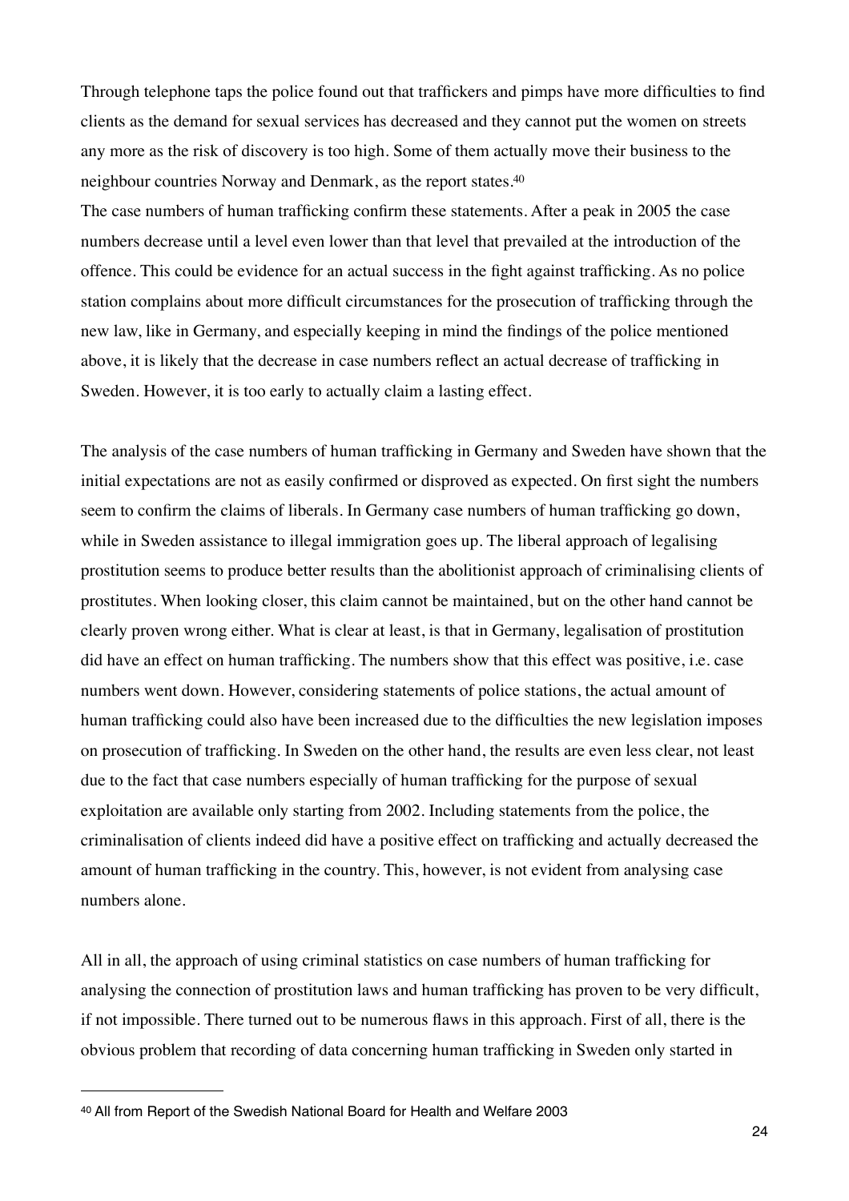Through telephone taps the police found out that traffickers and pimps have more difficulties to find clients as the demand for sexual services has decreased and they cannot put the women on streets any more as the risk of discovery is too high. Some of them actually move their business to the neighbour countries Norway and Denmark, as the report states.[40]

The case numbers of human trafficking confirm these statements. After a peak in 2005 the case numbers decrease until a level even lower than that level that prevailed at the introduction of the offence. This could be evidence for an actual success in the fight against trafficking. As no police station complains about more difficult circumstances for the prosecution of trafficking through the new law, like in Germany, and especially keeping in mind the findings of the police mentioned above, it is likely that the decrease in case numbers reflect an actual decrease of trafficking in Sweden. However, it is too early to actually claim a lasting effect.

The analysis of the case numbers of human trafficking in Germany and Sweden have shown that the initial expectations are not as easily confirmed or disproved as expected. On first sight the numbers seem to confirm the claims of liberals. In Germany case numbers of human trafficking go down, while in Sweden assistance to illegal immigration goes up. The liberal approach of legalising prostitution seems to produce better results than the abolitionist approach of criminalising clients of prostitutes. When looking closer, this claim cannot be maintained, but on the other hand cannot be clearly proven wrong either. What is clear at least, is that in Germany, legalisation of prostitution did have an effect on human trafficking. The numbers show that this effect was positive, i.e. case numbers went down. However, considering statements of police stations, the actual amount of human trafficking could also have been increased due to the difficulties the new legislation imposes on prosecution of trafficking. In Sweden on the other hand, the results are even less clear, not least due to the fact that case numbers especially of human trafficking for the purpose of sexual exploitation are available only starting from 2002. Including statements from the police, the criminalisation of clients indeed did have a positive effect on trafficking and actually decreased the amount of human trafficking in the country. This, however, is not evident from analysing case numbers alone.

All in all, the approach of using criminal statistics on case numbers of human trafficking for analysing the connection of prostitution laws and human trafficking has proven to be very difficult, if not impossible. There turned out to be numerous flaws in this approach. First of all, there is the obvious problem that recording of data concerning human trafficking in Sweden only started in

[40] All from Report of the Swedish National Board for Health and Welfare 2003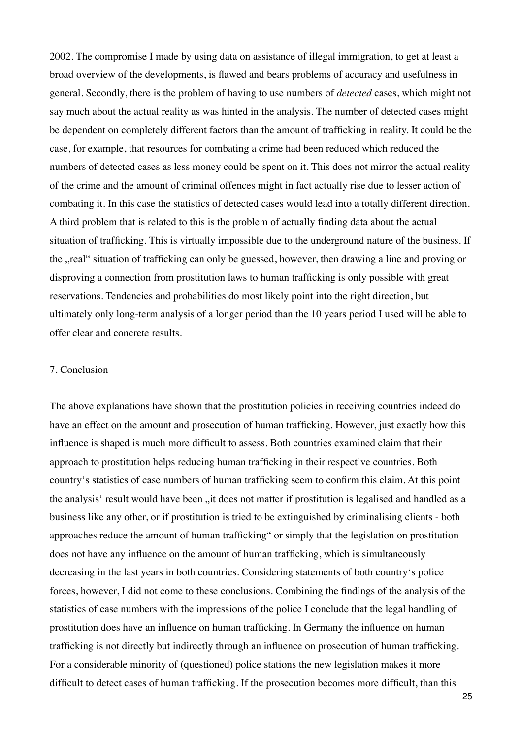2002. The compromise I made by using data on assistance of illegal immigration, to get at least a broad overview of the developments, is flawed and bears problems of accuracy and usefulness in general. Secondly, there is the problem of having to use numbers of *detected* cases, which might not say much about the actual reality as was hinted in the analysis. The number of detected cases might be dependent on completely different factors than the amount of trafficking in reality. It could be the case, for example, that resources for combating a crime had been reduced which reduced the numbers of detected cases as less money could be spent on it. This does not mirror the actual reality of the crime and the amount of criminal offences might in fact actually rise due to lesser action of combating it. In this case the statistics of detected cases would lead into a totally different direction. A third problem that is related to this is the problem of actually finding data about the actual situation of trafficking. This is virtually impossible due to the underground nature of the business. If the „real“ situation of trafficking can only be guessed, however, then drawing a line and proving or disproving a connection from prostitution laws to human trafficking is only possible with great reservations. Tendencies and probabilities do most likely point into the right direction, but ultimately only long-term analysis of a longer period than the 10 years period I used will be able to offer clear and concrete results.

## 7. Conclusion

The above explanations have shown that the prostitution policies in receiving countries indeed do have an effect on the amount and prosecution of human trafficking. However, just exactly how this influence is shaped is much more difficult to assess. Both countries examined claim that their approach to prostitution helps reducing human trafficking in their respective countries. Both country‘s statistics of case numbers of human trafficking seem to confirm this claim. At this point the analysis‘ result would have been „it does not matter if prostitution is legalised and handled as a business like any other, or if prostitution is tried to be extinguished by criminalising clients - both approaches reduce the amount of human trafficking“ or simply that the legislation on prostitution does not have any influence on the amount of human trafficking, which is simultaneously decreasing in the last years in both countries. Considering statements of both country‘s police forces, however, I did not come to these conclusions. Combining the findings of the analysis of the statistics of case numbers with the impressions of the police I conclude that the legal handling of prostitution does have an influence on human trafficking. In Germany the influence on human trafficking is not directly but indirectly through an influence on prosecution of human trafficking. For a considerable minority of (questioned) police stations the new legislation makes it more difficult to detect cases of human trafficking. If the prosecution becomes more difficult, than this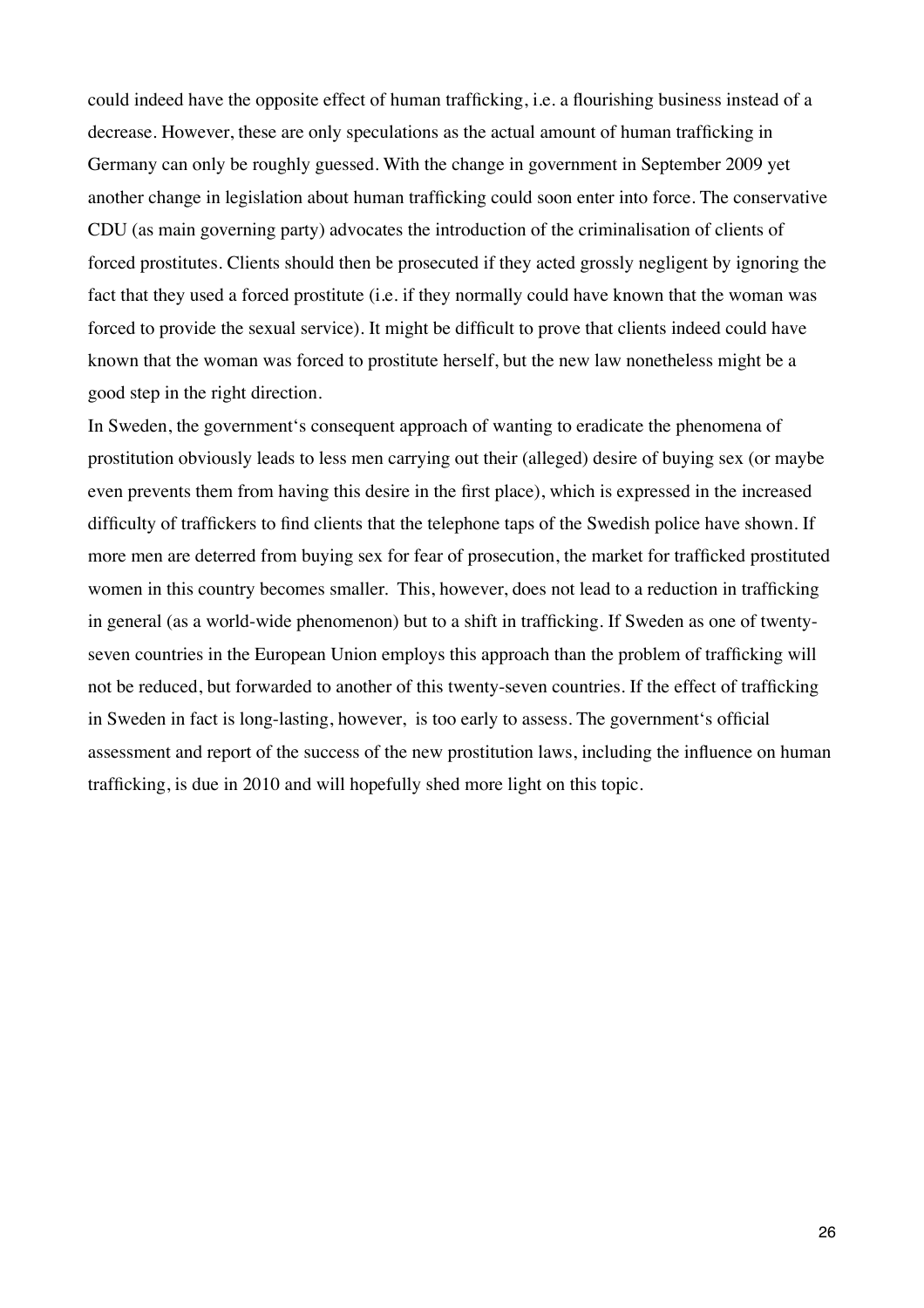could indeed have the opposite effect of human trafficking, i.e. a flourishing business instead of a decrease. However, these are only speculations as the actual amount of human trafficking in Germany can only be roughly guessed. With the change in government in September 2009 yet another change in legislation about human trafficking could soon enter into force. The conservative CDU (as main governing party) advocates the introduction of the criminalisation of clients of forced prostitutes. Clients should then be prosecuted if they acted grossly negligent by ignoring the fact that they used a forced prostitute (i.e. if they normally could have known that the woman was forced to provide the sexual service). It might be difficult to prove that clients indeed could have known that the woman was forced to prostitute herself, but the new law nonetheless might be a good step in the right direction.

In Sweden, the government's consequent approach of wanting to eradicate the phenomena of prostitution obviously leads to less men carrying out their (alleged) desire of buying sex (or maybe even prevents them from having this desire in the first place), which is expressed in the increased difficulty of traffickers to find clients that the telephone taps of the Swedish police have shown. If more men are deterred from buying sex for fear of prosecution, the market for trafficked prostituted women in this country becomes smaller.  This, however, does not lead to a reduction in trafficking in general (as a world-wide phenomenon) but to a shift in trafficking. If Sweden as one of twenty-seven countries in the European Union employs this approach than the problem of trafficking will not be reduced, but forwarded to another of this twenty-seven countries. If the effect of trafficking in Sweden in fact is long-lasting, however,  is too early to assess. The government's official assessment and report of the success of the new prostitution laws, including the influence on human trafficking, is due in 2010 and will hopefully shed more light on this topic.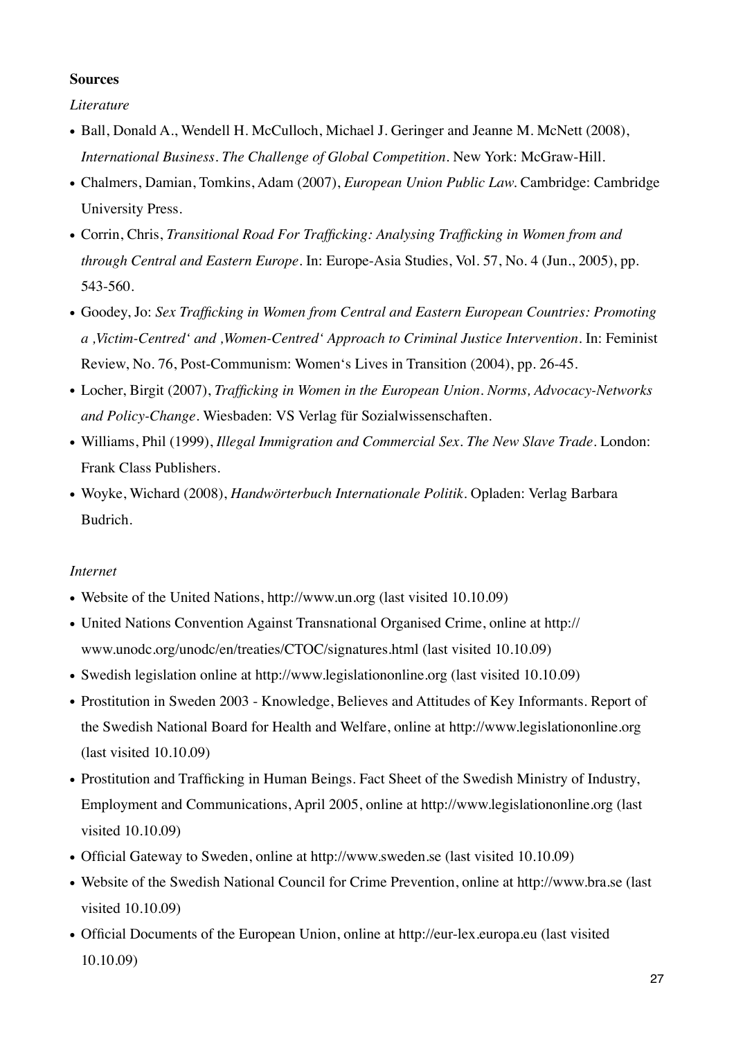**Sources**

*Literature*

- Ball, Donald A., Wendell H. McCulloch, Michael J. Geringer and Jeanne M. McNett (2008), *International Business. The Challenge of Global Competition*. New York: McGraw-Hill.
- Chalmers, Damian, Tomkins, Adam (2007), *European Union Public Law*. Cambridge: Cambridge University Press.
- Corrin, Chris, *Transitional Road For Trafficking: Analysing Trafficking in Women from and through Central and Eastern Europe*. In: Europe-Asia Studies, Vol. 57, No. 4 (Jun., 2005), pp. 543-560.
- Goodey, Jo: *Sex Trafficking in Women from Central and Eastern European Countries: Promoting a ‚Victim-Centred' and ‚Women-Centred' Approach to Criminal Justice Intervention*. In: Feminist Review, No. 76, Post-Communism: Women's Lives in Transition (2004), pp. 26-45.
- Locher, Birgit (2007), *Trafficking in Women in the European Union. Norms, Advocacy-Networks and Policy-Change*. Wiesbaden: VS Verlag für Sozialwissenschaften.
- Williams, Phil (1999), *Illegal Immigration and Commercial Sex. The New Slave Trade*. London: Frank Class Publishers.
- Woyke, Wichard (2008), *Handwörterbuch Internationale Politik*. Opladen: Verlag Barbara Budrich.

*Internet*

- Website of the United Nations, http://www.un.org (last visited 10.10.09)
- United Nations Convention Against Transnational Organised Crime, online at http://www.unodc.org/unodc/en/treaties/CTOC/signatures.html (last visited 10.10.09)
- Swedish legislation online at http://www.legislationonline.org (last visited 10.10.09)
- Prostitution in Sweden 2003 - Knowledge, Believes and Attitudes of Key Informants. Report of the Swedish National Board for Health and Welfare, online at http://www.legislationonline.org (last visited 10.10.09)
- Prostitution and Trafficking in Human Beings. Fact Sheet of the Swedish Ministry of Industry, Employment and Communications, April 2005, online at http://www.legislationonline.org (last visited 10.10.09)
- Official Gateway to Sweden, online at http://www.sweden.se (last visited 10.10.09)
- Website of the Swedish National Council for Crime Prevention, online at http://www.bra.se (last visited 10.10.09)
- Official Documents of the European Union, online at http://eur-lex.europa.eu (last visited 10.10.09)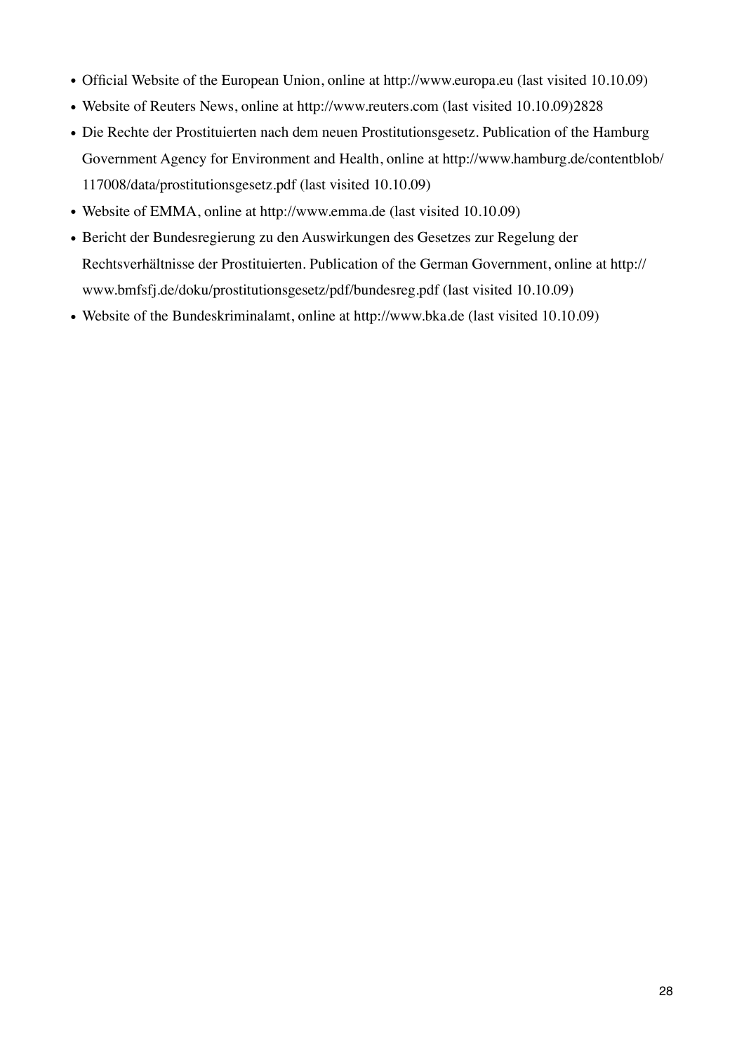- Official Website of the European Union, online at http://www.europa.eu (last visited 10.10.09)
- Website of Reuters News, online at http://www.reuters.com (last visited 10.10.09)2828
- Die Rechte der Prostituierten nach dem neuen Prostitutionsgesetz. Publication of the Hamburg Government Agency for Environment and Health, online at http://www.hamburg.de/contentblob/117008/data/prostitutionsgesetz.pdf (last visited 10.10.09)
- Website of EMMA, online at http://www.emma.de (last visited 10.10.09)
- Bericht der Bundesregierung zu den Auswirkungen des Gesetzes zur Regelung der Rechtsverhältnisse der Prostituierten. Publication of the German Government, online at http://www.bmfsfj.de/doku/prostitutionsgesetz/pdf/bundesreg.pdf (last visited 10.10.09)
- Website of the Bundeskriminalamt, online at http://www.bka.de (last visited 10.10.09)